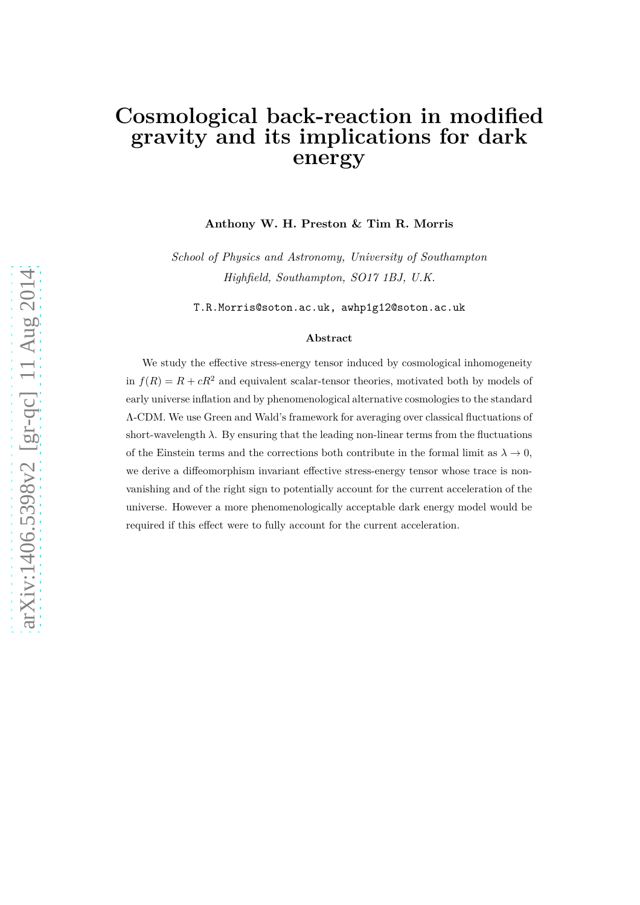# Cosmological back-reaction in modified gravity and its implications for dark energy

**Anthony W. H. Preston & Tim R. Morris**

*School of Physics and Astronomy, University of Southampton*
*Highfield, Southampton, SO17 1BJ, U.K.*

T.R.Morris@soton.ac.uk, awhp1g12@soton.ac.uk

### Abstract

We study the effective stress-energy tensor induced by cosmological inhomogeneity in $f(R) = R + cR^2$ and equivalent scalar-tensor theories, motivated both by models of early universe inflation and by phenomenological alternative cosmologies to the standard $\Lambda$-CDM. We use Green and Wald's framework for averaging over classical fluctuations of short-wavelength $\lambda$. By ensuring that the leading non-linear terms from the fluctuations of the Einstein terms and the corrections both contribute in the formal limit as $\lambda \to 0$, we derive a diffeomorphism invariant effective stress-energy tensor whose trace is non-vanishing and of the right sign to potentially account for the current acceleration of the universe. However a more phenomenologically acceptable dark energy model would be required if this effect were to fully account for the current acceleration.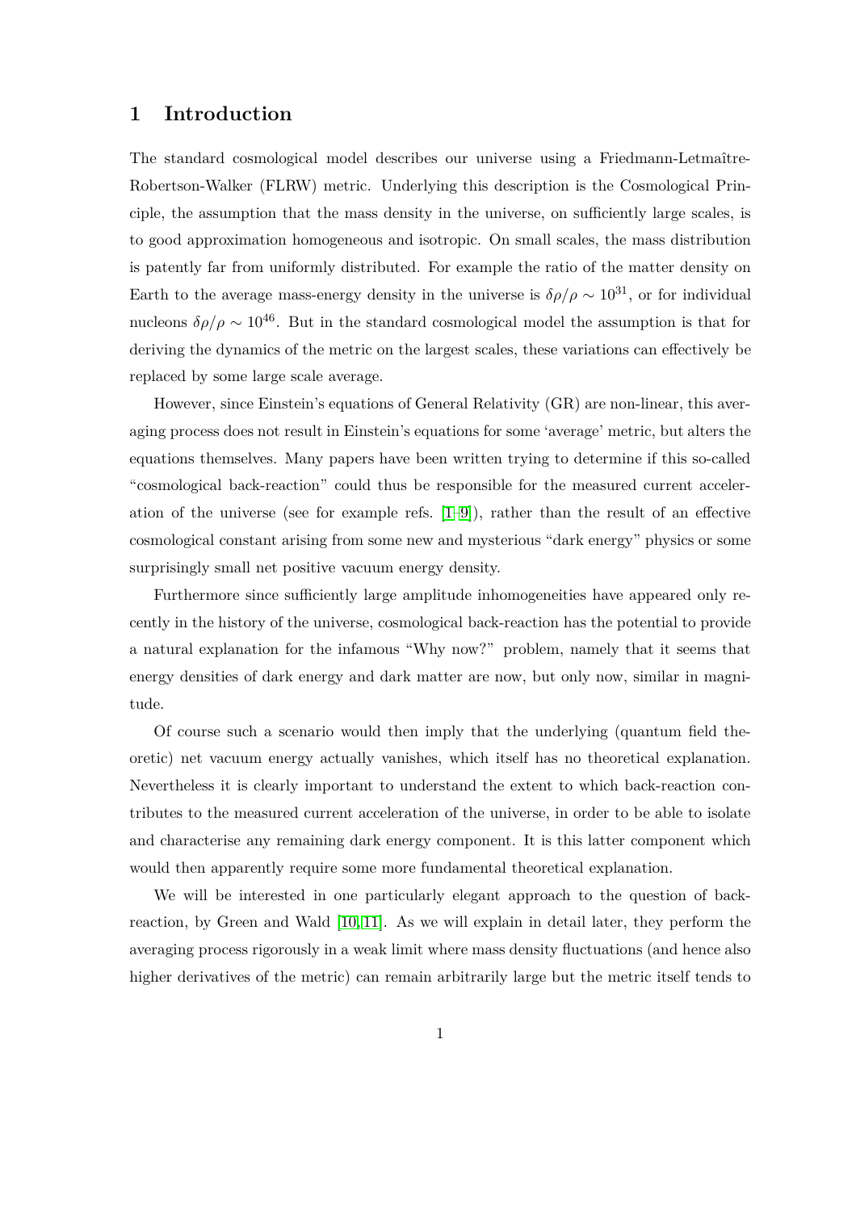# 1 Introduction

The standard cosmological model describes our universe using a Friedmann-Lemaître-Robertson-Walker (FLRW) metric. Underlying this description is the Cosmological Principle, the assumption that the mass density in the universe, on sufficiently large scales, is to good approximation homogeneous and isotropic. On small scales, the mass distribution is patently far from uniformly distributed. For example the ratio of the matter density on Earth to the average mass-energy density in the universe is $\delta\rho/\rho \sim 10^{31}$, or for individual nucleons $\delta\rho/\rho \sim 10^{46}$. But in the standard cosmological model the assumption is that for deriving the dynamics of the metric on the largest scales, these variations can effectively be replaced by some large scale average.

However, since Einstein's equations of General Relativity (GR) are non-linear, this averaging process does not result in Einstein's equations for some 'average' metric, but alters the equations themselves. Many papers have been written trying to determine if this so-called "cosmological back-reaction" could thus be responsible for the measured current acceleration of the universe (see for example refs. [1–9]), rather than the result of an effective cosmological constant arising from some new and mysterious "dark energy" physics or some surprisingly small net positive vacuum energy density.

Furthermore since sufficiently large amplitude inhomogeneities have appeared only recently in the history of the universe, cosmological back-reaction has the potential to provide a natural explanation for the infamous "Why now?" problem, namely that it seems that energy densities of dark energy and dark matter are now, but only now, similar in magnitude.

Of course such a scenario would then imply that the underlying (quantum field theoretic) net vacuum energy actually vanishes, which itself has no theoretical explanation. Nevertheless it is clearly important to understand the extent to which back-reaction contributes to the measured current acceleration of the universe, in order to be able to isolate and characterise any remaining dark energy component. It is this latter component which would then apparently require some more fundamental theoretical explanation.

We will be interested in one particularly elegant approach to the question of back-reaction, by Green and Wald [10, 11]. As we will explain in detail later, they perform the averaging process rigorously in a weak limit where mass density fluctuations (and hence also higher derivatives of the metric) can remain arbitrarily large but the metric itself tends to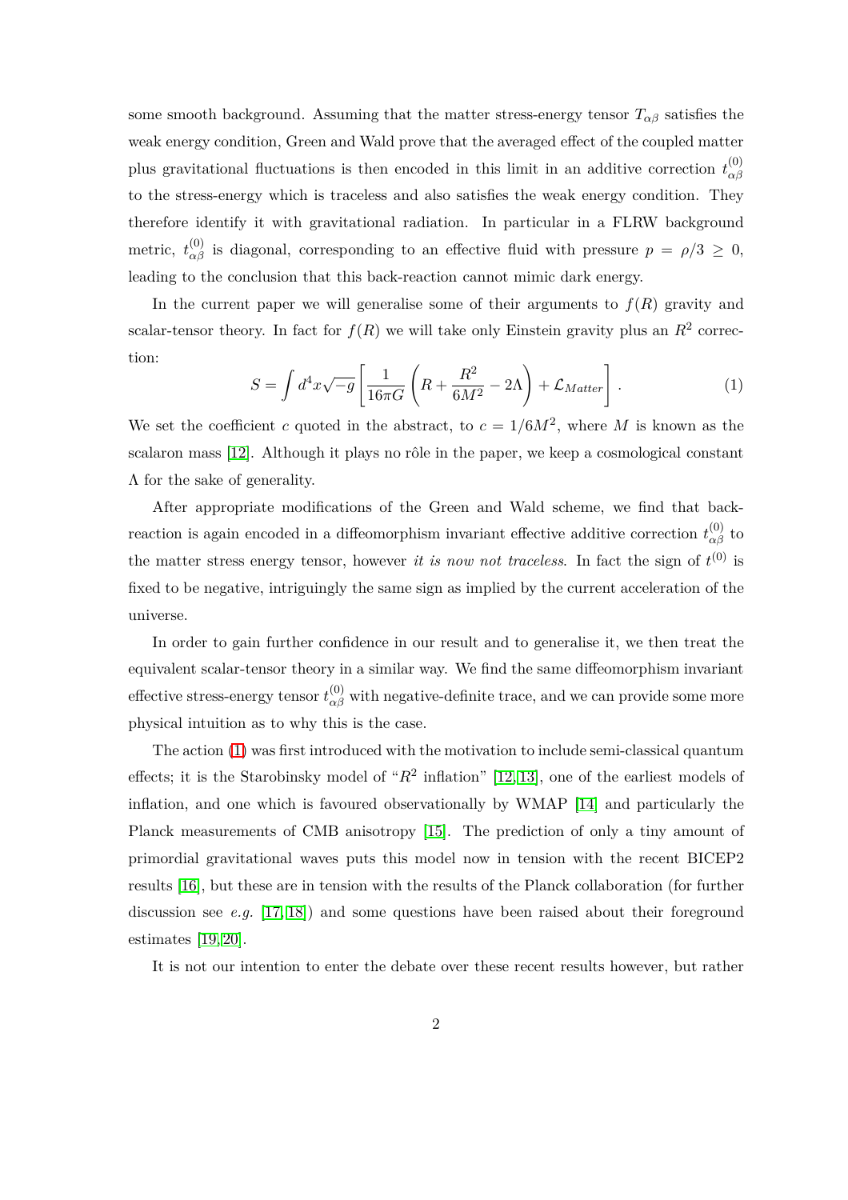some smooth background. Assuming that the matter stress-energy tensor $T_{\alpha\beta}$ satisfies the weak energy condition, Green and Wald prove that the averaged effect of the coupled matter plus gravitational fluctuations is then encoded in this limit in an additive correction $t^{(0)}_{\alpha\beta}$ to the stress-energy which is traceless and also satisfies the weak energy condition. They therefore identify it with gravitational radiation. In particular in a FLRW background metric, $t^{(0)}_{\alpha\beta}$ is diagonal, corresponding to an effective fluid with pressure $p = \rho/3 \geq 0$, leading to the conclusion that this back-reaction cannot mimic dark energy.

In the current paper we will generalise some of their arguments to $f(R)$ gravity and scalar-tensor theory. In fact for $f(R)$ we will take only Einstein gravity plus an $R^2$ correction:

$$S = \int d^4x\sqrt{-g}\left[\frac{1}{16\pi G}\left(R + \frac{R^2}{6M^2} - 2\Lambda\right) + \mathcal{L}_{Matter}\right] . \tag{1}$$

We set the coefficient $c$ quoted in the abstract, to $c = 1/6M^2$, where $M$ is known as the scalaron mass [12]. Although it plays no rôle in the paper, we keep a cosmological constant $\Lambda$ for the sake of generality.

After appropriate modifications of the Green and Wald scheme, we find that back-reaction is again encoded in a diffeomorphism invariant effective additive correction $t^{(0)}_{\alpha\beta}$ to the matter stress energy tensor, however *it is now not traceless*. In fact the sign of $t^{(0)}$ is fixed to be negative, intriguingly the same sign as implied by the current acceleration of the universe.

In order to gain further confidence in our result and to generalise it, we then treat the equivalent scalar-tensor theory in a similar way. We find the same diffeomorphism invariant effective stress-energy tensor $t^{(0)}_{\alpha\beta}$ with negative-definite trace, and we can provide some more physical intuition as to why this is the case.

The action (1) was first introduced with the motivation to include semi-classical quantum effects; it is the Starobinsky model of "$R^2$ inflation" [12, 13], one of the earliest models of inflation, and one which is favoured observationally by WMAP [14] and particularly the Planck measurements of CMB anisotropy [15]. The prediction of only a tiny amount of primordial gravitational waves puts this model now in tension with the recent BICEP2 results [16], but these are in tension with the results of the Planck collaboration (for further discussion see *e.g.* [17, 18]) and some questions have been raised about their foreground estimates [19, 20].

It is not our intention to enter the debate over these recent results however, but rather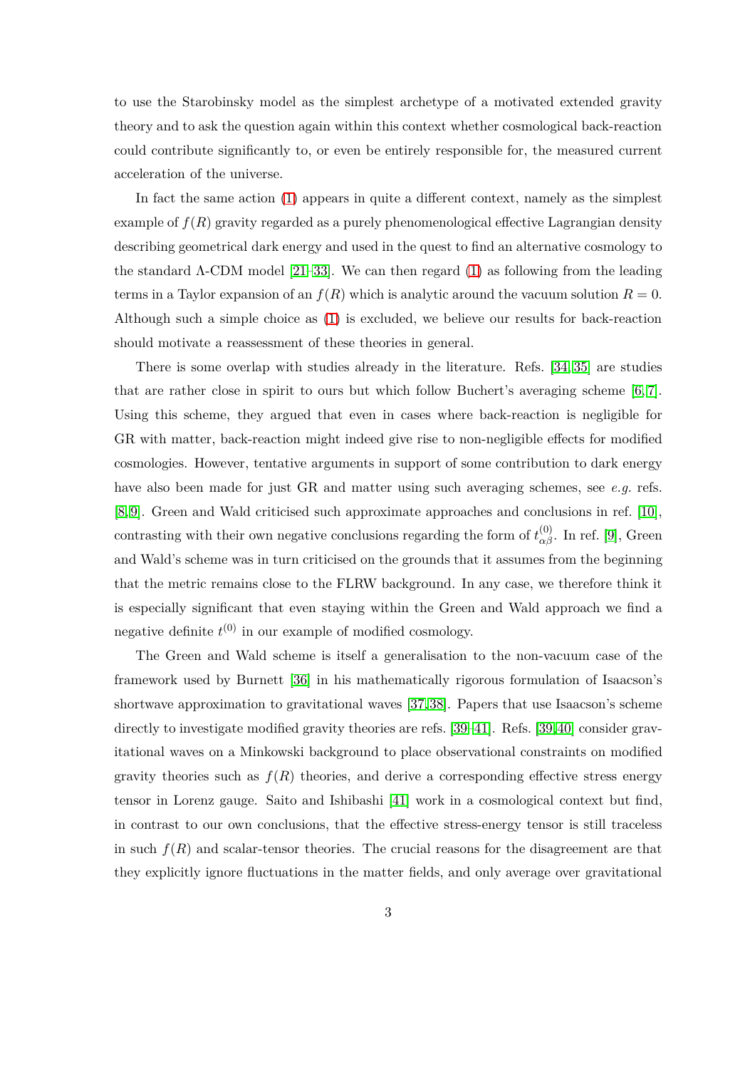to use the Starobinsky model as the simplest archetype of a motivated extended gravity theory and to ask the question again within this context whether cosmological back-reaction could contribute significantly to, or even be entirely responsible for, the measured current acceleration of the universe.

In fact the same action (1) appears in quite a different context, namely as the simplest example of $f(R)$ gravity regarded as a purely phenomenological effective Lagrangian density describing geometrical dark energy and used in the quest to find an alternative cosmology to the standard Λ-CDM model [21–33]. We can then regard (1) as following from the leading terms in a Taylor expansion of an $f(R)$ which is analytic around the vacuum solution $R = 0$. Although such a simple choice as (1) is excluded, we believe our results for back-reaction should motivate a reassessment of these theories in general.

There is some overlap with studies already in the literature. Refs. [34, 35] are studies that are rather close in spirit to ours but which follow Buchert's averaging scheme [6, 7]. Using this scheme, they argued that even in cases where back-reaction is negligible for GR with matter, back-reaction might indeed give rise to non-negligible effects for modified cosmologies. However, tentative arguments in support of some contribution to dark energy have also been made for just GR and matter using such averaging schemes, see *e.g.* refs. [8, 9]. Green and Wald criticised such approximate approaches and conclusions in ref. [10], contrasting with their own negative conclusions regarding the form of $t^{(0)}_{\alpha\beta}$. In ref. [9], Green and Wald's scheme was in turn criticised on the grounds that it assumes from the beginning that the metric remains close to the FLRW background. In any case, we therefore think it is especially significant that even staying within the Green and Wald approach we find a negative definite $t^{(0)}$ in our example of modified cosmology.

The Green and Wald scheme is itself a generalisation to the non-vacuum case of the framework used by Burnett [36] in his mathematically rigorous formulation of Isaacson's shortwave approximation to gravitational waves [37, 38]. Papers that use Isaacson's scheme directly to investigate modified gravity theories are refs. [39–41]. Refs. [39, 40] consider gravitational waves on a Minkowski background to place observational constraints on modified gravity theories such as $f(R)$ theories, and derive a corresponding effective stress energy tensor in Lorenz gauge. Saito and Ishibashi [41] work in a cosmological context but find, in contrast to our own conclusions, that the effective stress-energy tensor is still traceless in such $f(R)$ and scalar-tensor theories. The crucial reasons for the disagreement are that they explicitly ignore fluctuations in the matter fields, and only average over gravitational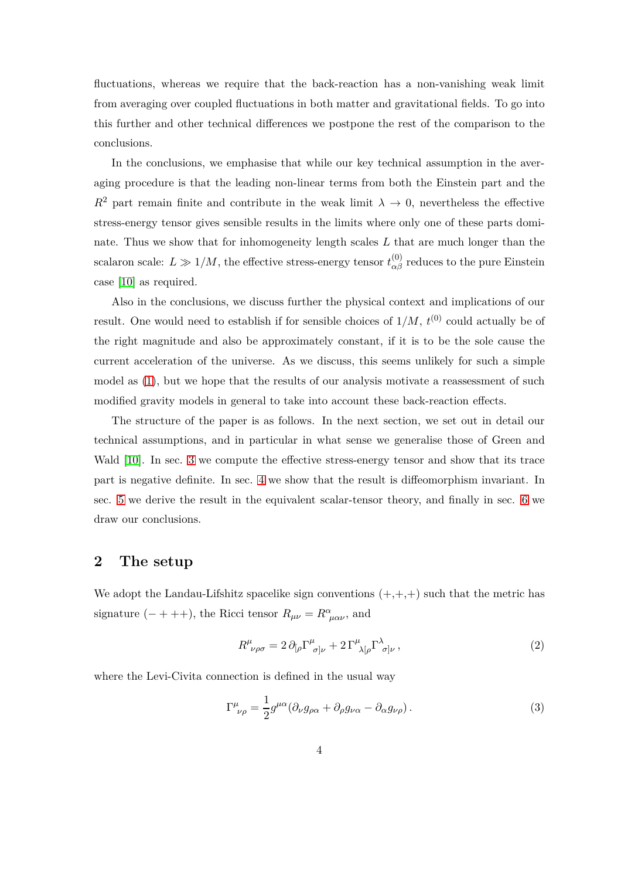fluctuations, whereas we require that the back-reaction has a non-vanishing weak limit from averaging over coupled fluctuations in both matter and gravitational fields. To go into this further and other technical differences we postpone the rest of the comparison to the conclusions.

In the conclusions, we emphasise that while our key technical assumption in the averaging procedure is that the leading non-linear terms from both the Einstein part and the $R^2$ part remain finite and contribute in the weak limit $\lambda \to 0$, nevertheless the effective stress-energy tensor gives sensible results in the limits where only one of these parts dominate. Thus we show that for inhomogeneity length scales $L$ that are much longer than the scalaron scale: $L \gg 1/M$, the effective stress-energy tensor $t^{(0)}_{\alpha\beta}$ reduces to the pure Einstein case [10] as required.

Also in the conclusions, we discuss further the physical context and implications of our result. One would need to establish if for sensible choices of $1/M$, $t^{(0)}$ could actually be of the right magnitude and also be approximately constant, if it is to be the sole cause the current acceleration of the universe. As we discuss, this seems unlikely for such a simple model as (1), but we hope that the results of our analysis motivate a reassessment of such modified gravity models in general to take into account these back-reaction effects.

The structure of the paper is as follows. In the next section, we set out in detail our technical assumptions, and in particular in what sense we generalise those of Green and Wald [10]. In sec. 3 we compute the effective stress-energy tensor and show that its trace part is negative definite. In sec. 4 we show that the result is diffeomorphism invariant. In sec. 5 we derive the result in the equivalent scalar-tensor theory, and finally in sec. 6 we draw our conclusions.

## 2 The setup

We adopt the Landau-Lifshitz spacelike sign conventions (+,+,+) such that the metric has signature $(-+++)$, the Ricci tensor $R_{\mu\nu} = R^{\alpha}{}_{\mu\alpha\nu}$, and

$$R^{\mu}{}_{\nu\rho\sigma} = 2\,\partial_{[\rho}\Gamma^{\mu}{}_{\sigma]\nu} + 2\,\Gamma^{\mu}{}_{\lambda[\rho}\Gamma^{\lambda}{}_{\sigma]\nu}\,, \tag{2}$$

where the Levi-Civita connection is defined in the usual way

$$\Gamma^{\mu}{}_{\nu\rho} = \frac{1}{2}g^{\mu\alpha}(\partial_{\nu}g_{\rho\alpha} + \partial_{\rho}g_{\nu\alpha} - \partial_{\alpha}g_{\nu\rho})\,. \tag{3}$$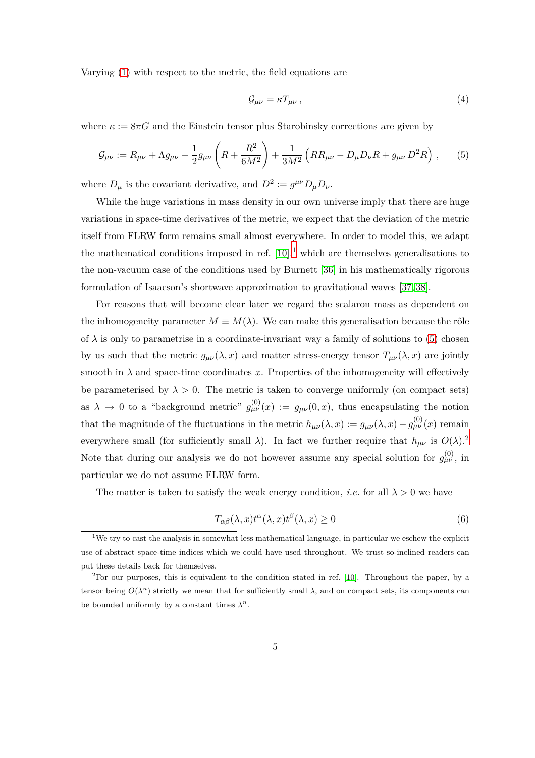Varying (1) with respect to the metric, the field equations are

$$\mathcal{G}_{\mu\nu} = \kappa T_{\mu\nu}\,, \tag{4}$$

where $\kappa := 8\pi G$ and the Einstein tensor plus Starobinsky corrections are given by

$$\mathcal{G}_{\mu\nu} := R_{\mu\nu} + \Lambda g_{\mu\nu} - \frac{1}{2} g_{\mu\nu}\left(R + \frac{R^2}{6M^2}\right) + \frac{1}{3M^2}\left(RR_{\mu\nu} - D_\mu D_\nu R + g_{\mu\nu}\, D^2 R\right)\,, \tag{5}$$

where $D_\mu$ is the covariant derivative, and $D^2 := g^{\mu\nu} D_\mu D_\nu$.

While the huge variations in mass density in our own universe imply that there are huge variations in space-time derivatives of the metric, we expect that the deviation of the metric itself from FLRW form remains small almost everywhere. In order to model this, we adapt the mathematical conditions imposed in ref. [10],[1] which are themselves generalisations to the non-vacuum case of the conditions used by Burnett [36] in his mathematically rigorous formulation of Isaacson's shortwave approximation to gravitational waves [37,38].

For reasons that will become clear later we regard the scalaron mass as dependent on the inhomogeneity parameter $M \equiv M(\lambda)$. We can make this generalisation because the rôle of $\lambda$ is only to parametrise in a coordinate-invariant way a family of solutions to (5) chosen by us such that the metric $g_{\mu\nu}(\lambda, x)$ and matter stress-energy tensor $T_{\mu\nu}(\lambda, x)$ are jointly smooth in $\lambda$ and space-time coordinates $x$. Properties of the inhomogeneity will effectively be parameterised by $\lambda > 0$. The metric is taken to converge uniformly (on compact sets) as $\lambda \to 0$ to a "background metric" $g^{(0)}_{\mu\nu}(x) := g_{\mu\nu}(0, x)$, thus encapsulating the notion that the magnitude of the fluctuations in the metric $h_{\mu\nu}(\lambda, x) := g_{\mu\nu}(\lambda, x) - g^{(0)}_{\mu\nu}(x)$ remain everywhere small (for sufficiently small $\lambda$). In fact we further require that $h_{\mu\nu}$ is $O(\lambda)$.[2] Note that during our analysis we do not however assume any special solution for $g^{(0)}_{\mu\nu}$, in particular we do not assume FLRW form.

The matter is taken to satisfy the weak energy condition, *i.e.* for all $\lambda > 0$ we have

$$T_{\alpha\beta}(\lambda, x)\, t^\alpha(\lambda, x)\, t^\beta(\lambda, x) \geq 0 \tag{6}$$

[1] We try to cast the analysis in somewhat less mathematical language, in particular we eschew the explicit use of abstract space-time indices which we could have used throughout. We trust so-inclined readers can put these details back for themselves.

[2] For our purposes, this is equivalent to the condition stated in ref. [10]. Throughout the paper, by a tensor being $O(\lambda^n)$ strictly we mean that for sufficiently small $\lambda$, and on compact sets, its components can be bounded uniformly by a constant times $\lambda^n$.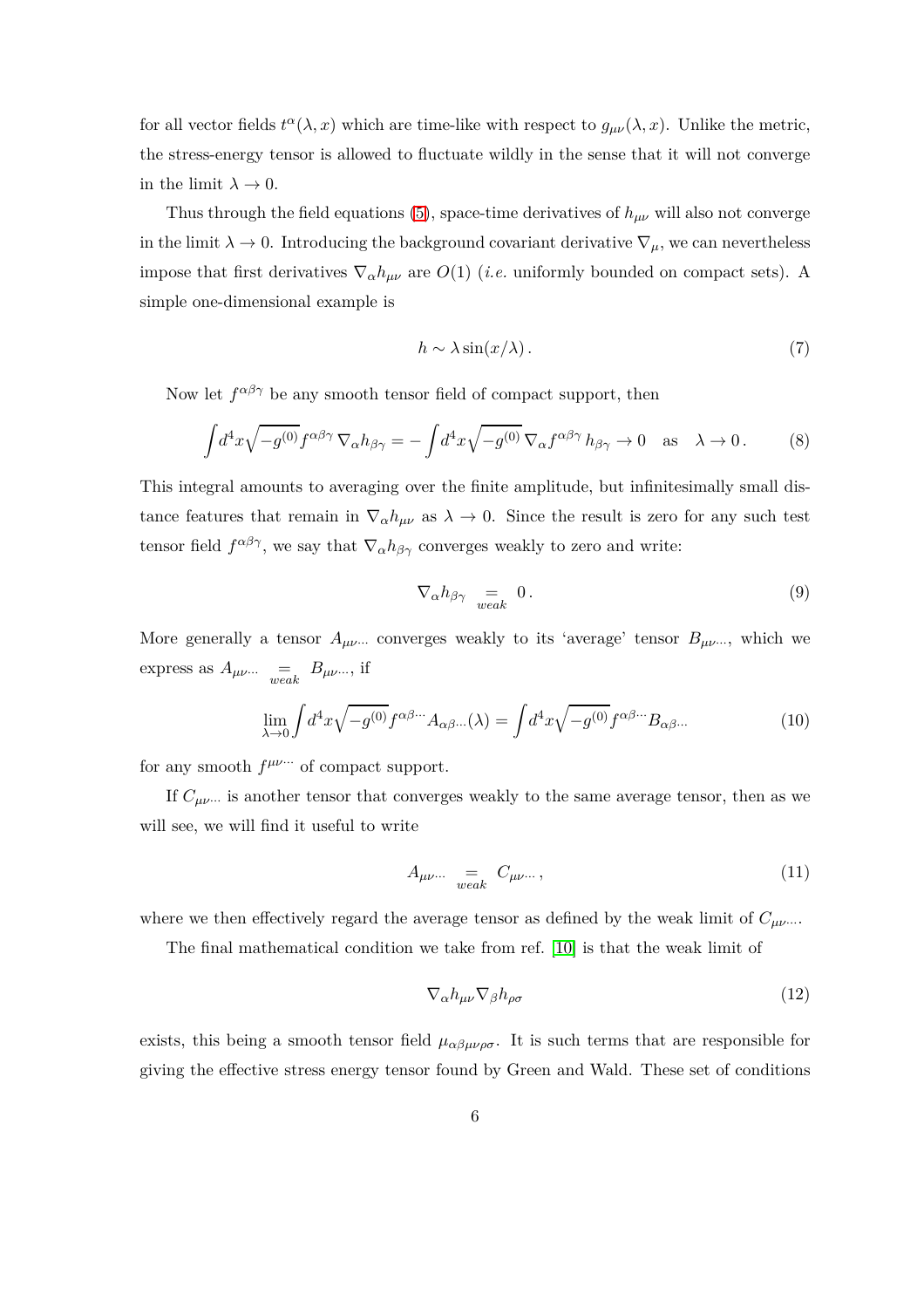for all vector fields $t^\alpha(\lambda, x)$ which are time-like with respect to $g_{\mu\nu}(\lambda, x)$. Unlike the metric, the stress-energy tensor is allowed to fluctuate wildly in the sense that it will not converge in the limit $\lambda \to 0$.

Thus through the field equations (5), space-time derivatives of $h_{\mu\nu}$ will also not converge in the limit $\lambda \to 0$. Introducing the background covariant derivative $\nabla_\mu$, we can nevertheless impose that first derivatives $\nabla_\alpha h_{\mu\nu}$ are $O(1)$ (*i.e.* uniformly bounded on compact sets). A simple one-dimensional example is

$$h \sim \lambda \sin(x/\lambda) \,. \tag{7}$$

Now let $f^{\alpha\beta\gamma}$ be any smooth tensor field of compact support, then

$$\int d^4x \sqrt{-g^{(0)}} f^{\alpha\beta\gamma}\, \nabla_\alpha h_{\beta\gamma} = -\int d^4x \sqrt{-g^{(0)}}\, \nabla_\alpha f^{\alpha\beta\gamma}\, h_{\beta\gamma} \to 0 \quad \text{as} \quad \lambda \to 0\,. \tag{8}$$

This integral amounts to averaging over the finite amplitude, but infinitesimally small distance features that remain in $\nabla_\alpha h_{\mu\nu}$ as $\lambda \to 0$. Since the result is zero for any such test tensor field $f^{\alpha\beta\gamma}$, we say that $\nabla_\alpha h_{\beta\gamma}$ converges weakly to zero and write:

$$\nabla_\alpha h_{\beta\gamma} \underset{weak}{=} 0\,. \tag{9}$$

More generally a tensor $A_{\mu\nu\cdots}$ converges weakly to its 'average' tensor $B_{\mu\nu\cdots}$, which we express as $A_{\mu\nu\cdots} \underset{weak}{=} B_{\mu\nu\cdots}$, if

$$\lim_{\lambda \to 0} \int d^4x \sqrt{-g^{(0)}} f^{\alpha\beta\cdots} A_{\alpha\beta\cdots}(\lambda) = \int d^4x \sqrt{-g^{(0)}} f^{\alpha\beta\cdots} B_{\alpha\beta\cdots} \tag{10}$$

for any smooth $f^{\mu\nu\cdots}$ of compact support.

If $C_{\mu\nu\cdots}$ is another tensor that converges weakly to the same average tensor, then as we will see, we will find it useful to write

$$A_{\mu\nu\cdots} \underset{weak}{=} C_{\mu\nu\cdots}\,, \tag{11}$$

where we then effectively regard the average tensor as defined by the weak limit of $C_{\mu\nu\cdots}$.

The final mathematical condition we take from ref. [10] is that the weak limit of

$$\nabla_\alpha h_{\mu\nu} \nabla_\beta h_{\rho\sigma} \tag{12}$$

exists, this being a smooth tensor field $\mu_{\alpha\beta\mu\nu\rho\sigma}$. It is such terms that are responsible for giving the effective stress energy tensor found by Green and Wald. These set of conditions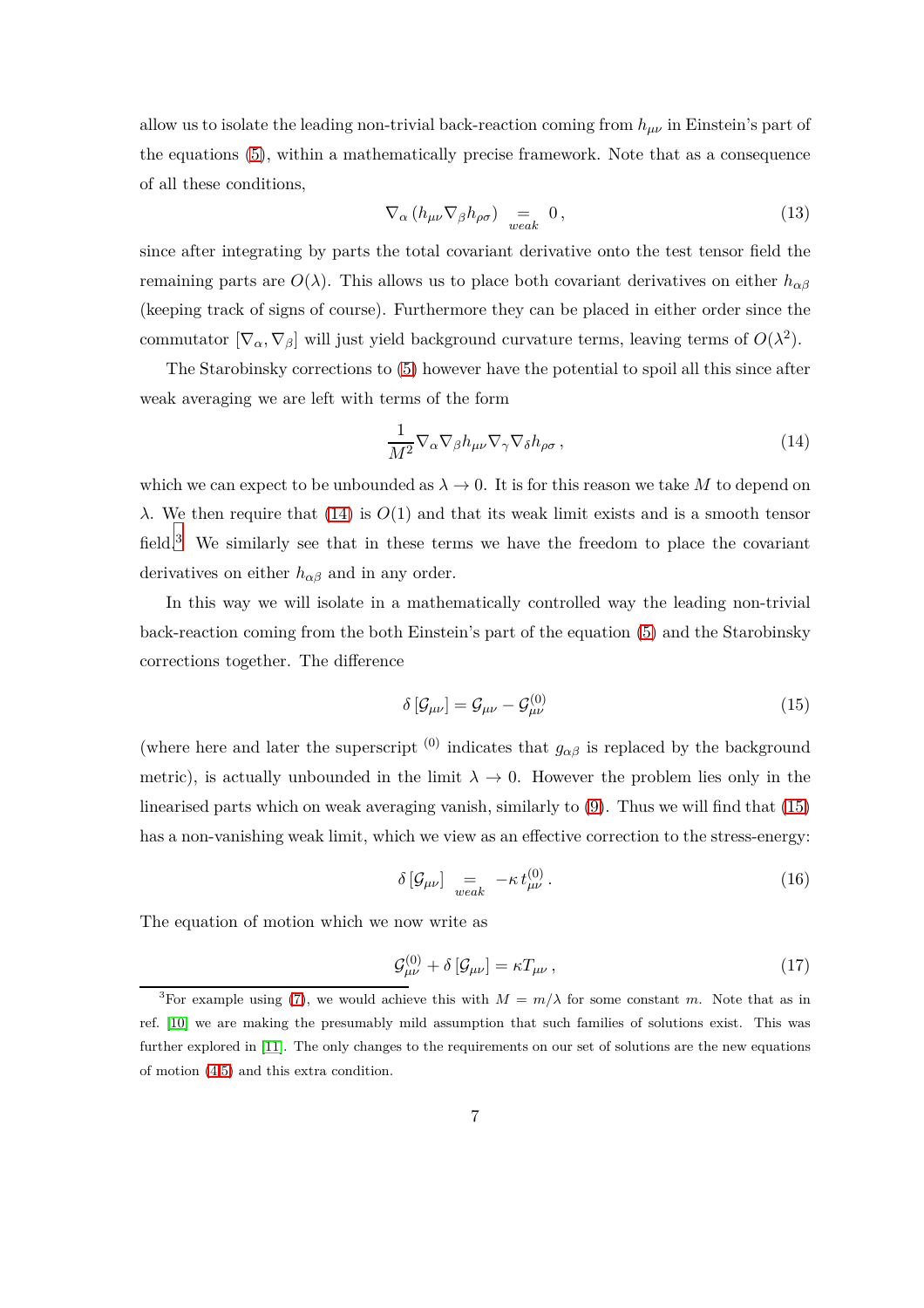allow us to isolate the leading non-trivial back-reaction coming from $h_{\mu\nu}$ in Einstein's part of the equations (5), within a mathematically precise framework. Note that as a consequence of all these conditions,

$$\nabla_\alpha \left(h_{\mu\nu} \nabla_\beta h_{\rho\sigma}\right) \underset{weak}{=} 0\,, \tag{13}$$

since after integrating by parts the total covariant derivative onto the test tensor field the remaining parts are $O(\lambda)$. This allows us to place both covariant derivatives on either $h_{\alpha\beta}$ (keeping track of signs of course). Furthermore they can be placed in either order since the commutator $[\nabla_\alpha, \nabla_\beta]$ will just yield background curvature terms, leaving terms of $O(\lambda^2)$.

The Starobinsky corrections to (5) however have the potential to spoil all this since after weak averaging we are left with terms of the form

$$\frac{1}{M^2} \nabla_\alpha \nabla_\beta h_{\mu\nu} \nabla_\gamma \nabla_\delta h_{\rho\sigma}\,, \tag{14}$$

which we can expect to be unbounded as $\lambda \to 0$. It is for this reason we take $M$ to depend on $\lambda$. We then require that (14) is $O(1)$ and that its weak limit exists and is a smooth tensor field.[3] We similarly see that in these terms we have the freedom to place the covariant derivatives on either $h_{\alpha\beta}$ and in any order.

In this way we will isolate in a mathematically controlled way the leading non-trivial back-reaction coming from the both Einstein's part of the equation (5) and the Starobinsky corrections together. The difference

$$\delta\left[\mathcal{G}_{\mu\nu}\right] = \mathcal{G}_{\mu\nu} - \mathcal{G}^{(0)}_{\mu\nu} \tag{15}$$

(where here and later the superscript $^{(0)}$ indicates that $g_{\alpha\beta}$ is replaced by the background metric), is actually unbounded in the limit $\lambda \to 0$. However the problem lies only in the linearised parts which on weak averaging vanish, similarly to (9). Thus we will find that (15) has a non-vanishing weak limit, which we view as an effective correction to the stress-energy:

$$\delta\left[\mathcal{G}_{\mu\nu}\right] \underset{weak}{=} -\kappa\, t^{(0)}_{\mu\nu}\,. \tag{16}$$

The equation of motion which we now write as

$$\mathcal{G}^{(0)}_{\mu\nu} + \delta\left[\mathcal{G}_{\mu\nu}\right] = \kappa T_{\mu\nu}\,, \tag{17}$$

[3] For example using (7), we would achieve this with $M = m/\lambda$ for some constant $m$. Note that as in ref. [10] we are making the presumably mild assumption that such families of solutions exist. This was further explored in [11]. The only changes to the requirements on our set of solutions are the new equations of motion (4,5) and this extra condition.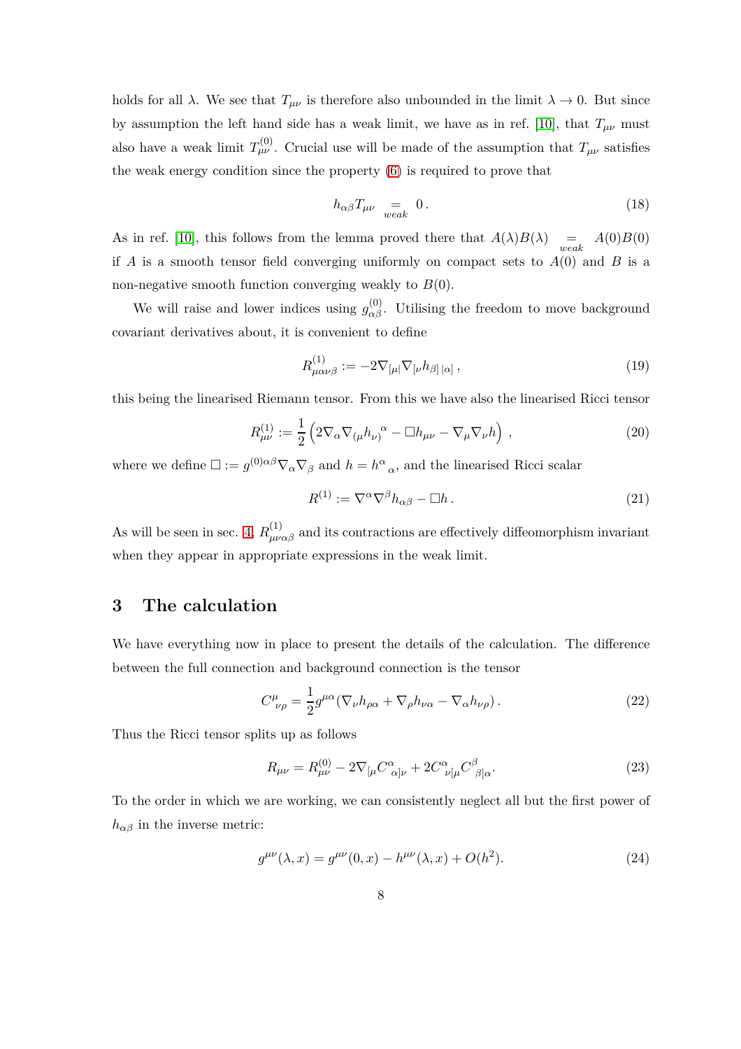holds for all $\lambda$. We see that $T_{\mu\nu}$ is therefore also unbounded in the limit $\lambda \to 0$. But since by assumption the left hand side has a weak limit, we have as in ref. [10], that $T_{\mu\nu}$ must also have a weak limit $T^{(0)}_{\mu\nu}$. Crucial use will be made of the assumption that $T_{\mu\nu}$ satisfies the weak energy condition since the property (6) is required to prove that

$$h_{\alpha\beta} T_{\mu\nu} \underset{weak}{=} 0\,. \tag{18}$$

As in ref. [10], this follows from the lemma proved there that $A(\lambda)B(\lambda) \underset{weak}{=} A(0)B(0)$ if $A$ is a smooth tensor field converging uniformly on compact sets to $A(0)$ and $B$ is a non-negative smooth function converging weakly to $B(0)$.

We will raise and lower indices using $g^{(0)}_{\alpha\beta}$. Utilising the freedom to move background covariant derivatives about, it is convenient to define

$$R^{(1)}_{\mu\alpha\nu\beta} := -2\nabla_{[\mu|}\nabla_{[\nu}h_{\beta]\,|\alpha]}\,, \tag{19}$$

this being the linearised Riemann tensor. From this we have also the linearised Ricci tensor

$$R^{(1)}_{\mu\nu} := \frac{1}{2}\left(2\nabla_\alpha\nabla_{(\mu}h_{\nu)}{}^{\alpha} - \Box h_{\mu\nu} - \nabla_\mu\nabla_\nu h\right)\,, \tag{20}$$

where we define $\Box := g^{(0)\alpha\beta}\nabla_\alpha\nabla_\beta$ and $h = h^\alpha{}_\alpha$, and the linearised Ricci scalar

$$R^{(1)} := \nabla^\alpha\nabla^\beta h_{\alpha\beta} - \Box h\,. \tag{21}$$

As will be seen in sec. 4, $R^{(1)}_{\mu\nu\alpha\beta}$ and its contractions are effectively diffeomorphism invariant when they appear in appropriate expressions in the weak limit.

## 3 The calculation

We have everything now in place to present the details of the calculation. The difference between the full connection and background connection is the tensor

$$C^\mu_{\ \nu\rho} = \frac{1}{2}g^{\mu\alpha}(\nabla_\nu h_{\rho\alpha} + \nabla_\rho h_{\nu\alpha} - \nabla_\alpha h_{\nu\rho})\,. \tag{22}$$

Thus the Ricci tensor splits up as follows

$$R_{\mu\nu} = R^{(0)}_{\mu\nu} - 2\nabla_{[\mu}C^\alpha{}_{\alpha]\nu} + 2C^\alpha{}_{\nu[\mu}C^\beta{}_{\beta]\alpha}. \tag{23}$$

To the order in which we are working, we can consistently neglect all but the first power of $h_{\alpha\beta}$ in the inverse metric:

$$g^{\mu\nu}(\lambda, x) = g^{\mu\nu}(0, x) - h^{\mu\nu}(\lambda, x) + O(h^2). \tag{24}$$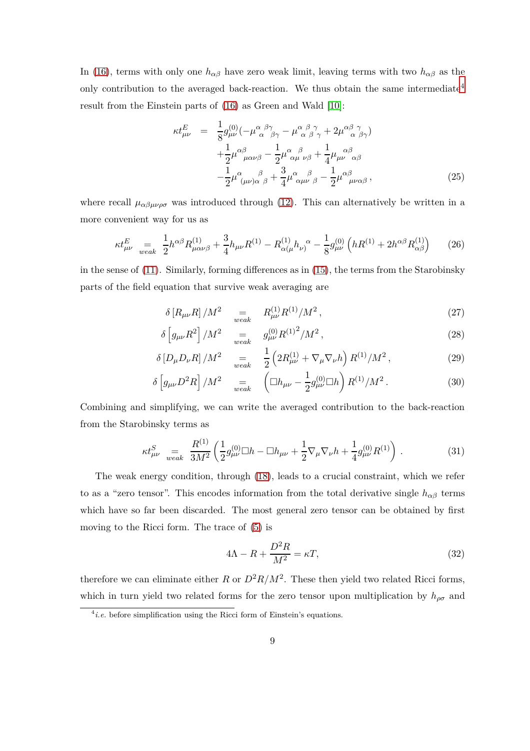In (16), terms with only one $h_{\alpha\beta}$ have zero weak limit, leaving terms with two $h_{\alpha\beta}$ as the only contribution to the averaged back-reaction. We thus obtain the same intermediate[4] result from the Einstein parts of (16) as Green and Wald [10]:

$$
\begin{aligned}
\kappa t^E_{\mu\nu} \;=\;& \frac{1}{8} g^{(0)}_{\mu\nu} (-\mu^{\alpha\ \ \beta\gamma}_{\ \ \alpha\ \ \ \ \beta\gamma} - \mu^{\alpha\ \beta\ \gamma}_{\ \ \alpha\ \beta\ \gamma} + 2\mu^{\alpha\beta\ \ \gamma}_{\ \ \ \ \alpha\ \beta\gamma}) \\
&+ \frac{1}{2}\mu^{\alpha\beta}_{\ \ \ \ \mu\alpha\nu\beta} - \frac{1}{2}\mu^{\alpha\ \ \ \ \beta}_{\ \ \alpha\mu\ \ \nu\beta} + \frac{1}{4}\mu_{\mu\nu\ \ \ \ \alpha\beta}^{\ \ \ \ \alpha\beta} \\
&- \frac{1}{2}\mu^{\alpha\ \ \ \ \ \ \ \ \beta}_{\ \ (\mu\nu)\alpha\ \ \beta} + \frac{3}{4}\mu^{\alpha\ \ \ \ \ \ \beta}_{\ \ \alpha\mu\nu\ \ \beta} - \frac{1}{2}\mu^{\alpha\beta}_{\ \ \ \ \mu\nu\alpha\beta}\,,
\end{aligned}
\tag{25}
$$

where recall $\mu_{\alpha\beta\mu\nu\rho\sigma}$ was introduced through (12). This can alternatively be written in a more convenient way for us as

$$
\kappa t^E_{\mu\nu} \underset{weak}{=} \frac{1}{2} h^{\alpha\beta} R^{(1)}_{\mu\alpha\nu\beta} + \frac{3}{4} h_{\mu\nu} R^{(1)} - R^{(1)}_{\alpha(\mu} h_{\nu)}{}^{\alpha} - \frac{1}{8} g^{(0)}_{\mu\nu} \left( h R^{(1)} + 2 h^{\alpha\beta} R^{(1)}_{\alpha\beta} \right) \tag{26}
$$

in the sense of (11). Similarly, forming differences as in (15), the terms from the Starobinsky parts of the field equation that survive weak averaging are

$$
\delta\left[R_{\mu\nu} R\right]/M^2 \underset{weak}{=} R^{(1)}_{\mu\nu} R^{(1)}/M^2\,, \tag{27}
$$

$$
\delta\left[g_{\mu\nu} R^2\right]/M^2 \underset{weak}{=} g^{(0)}_{\mu\nu} {R^{(1)}}^2/M^2\,, \tag{28}
$$

$$
\delta\left[D_\mu D_\nu R\right]/M^2 \underset{weak}{=} \frac{1}{2}\left(2R^{(1)}_{\mu\nu} + \nabla_\mu \nabla_\nu h\right) R^{(1)}/M^2\,, \tag{29}
$$

$$
\delta\left[g_{\mu\nu} D^2 R\right]/M^2 \underset{weak}{=} \left(\Box h_{\mu\nu} - \frac{1}{2} g^{(0)}_{\mu\nu} \Box h\right) R^{(1)}/M^2\,. \tag{30}
$$

Combining and simplifying, we can write the averaged contribution to the back-reaction from the Starobinsky terms as

$$
\kappa t^S_{\mu\nu} \underset{weak}{=} \frac{R^{(1)}}{3M^2}\left(\frac{1}{2} g^{(0)}_{\mu\nu} \Box h - \Box h_{\mu\nu} + \frac{1}{2}\nabla_\mu \nabla_\nu h + \frac{1}{4} g^{(0)}_{\mu\nu} R^{(1)}\right)\,. \tag{31}
$$

The weak energy condition, through (18), leads to a crucial constraint, which we refer to as a "zero tensor". This encodes information from the total derivative single $h_{\alpha\beta}$ terms which have so far been discarded. The most general zero tensor can be obtained by first moving to the Ricci form. The trace of (5) is

$$
4\Lambda - R + \frac{D^2 R}{M^2} = \kappa T, \tag{32}
$$

therefore we can eliminate either $R$ or $D^2R/M^2$. These then yield two related Ricci forms, which in turn yield two related forms for the zero tensor upon multiplication by $h_{\rho\sigma}$ and

[4] *i.e.* before simplification using the Ricci form of Einstein's equations.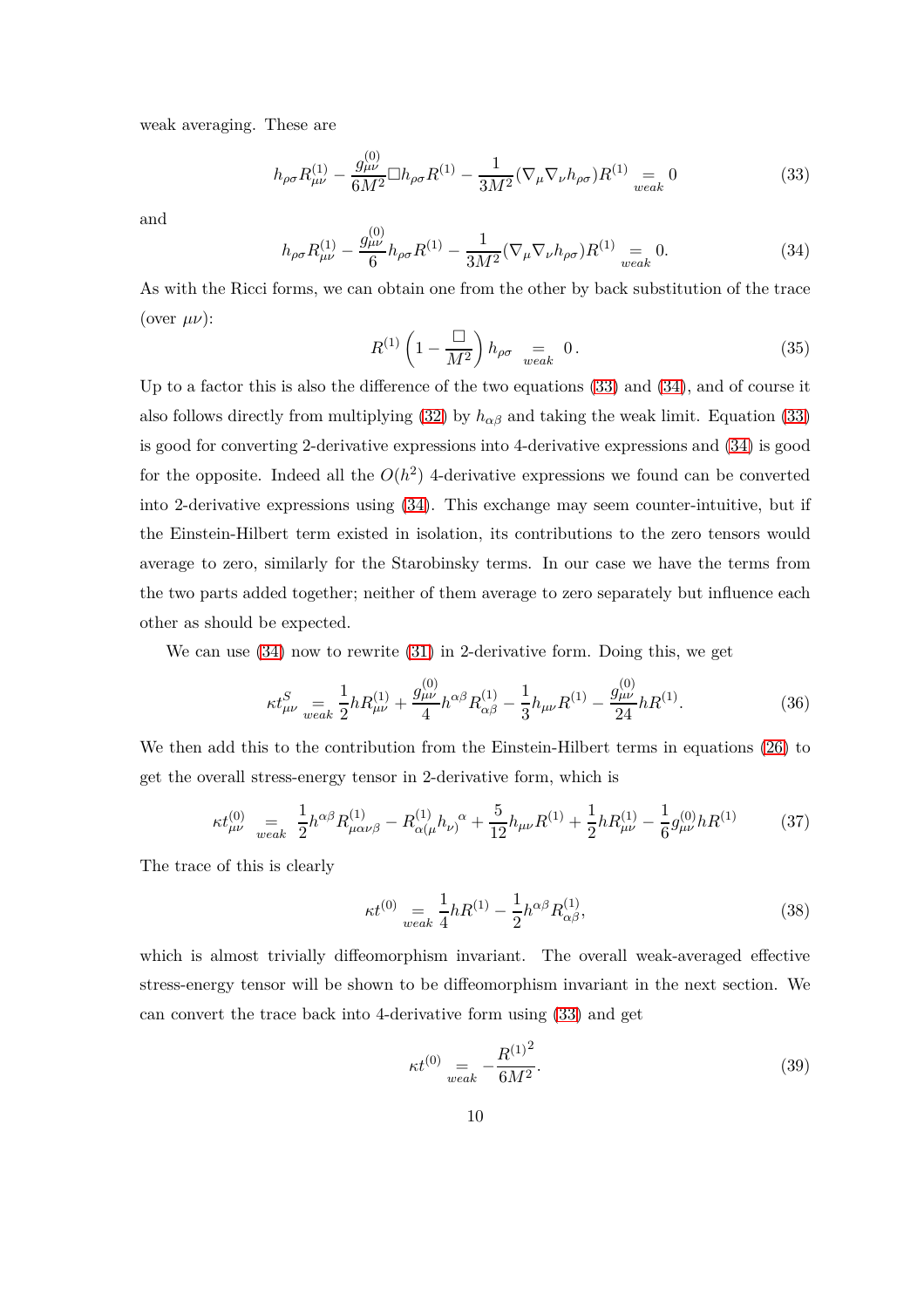weak averaging. These are

$$h_{\rho\sigma}R^{(1)}_{\mu\nu} - \frac{g^{(0)}_{\mu\nu}}{6M^2}\Box h_{\rho\sigma}R^{(1)} - \frac{1}{3M^2}(\nabla_\mu\nabla_\nu h_{\rho\sigma})R^{(1)} \underset{weak}{=} 0 \tag{33}$$

and

$$h_{\rho\sigma}R^{(1)}_{\mu\nu} - \frac{g^{(0)}_{\mu\nu}}{6}h_{\rho\sigma}R^{(1)} - \frac{1}{3M^2}(\nabla_\mu\nabla_\nu h_{\rho\sigma})R^{(1)} \underset{weak}{=} 0. \tag{34}$$

As with the Ricci forms, we can obtain one from the other by back substitution of the trace (over $\mu\nu$):

$$R^{(1)}\left(1 - \frac{\Box}{M^2}\right)h_{\rho\sigma} \underset{weak}{=} 0\,. \tag{35}$$

Up to a factor this is also the difference of the two equations (33) and (34), and of course it also follows directly from multiplying (32) by $h_{\alpha\beta}$ and taking the weak limit. Equation (33) is good for converting 2-derivative expressions into 4-derivative expressions and (34) is good for the opposite. Indeed all the $O(h^2)$ 4-derivative expressions we found can be converted into 2-derivative expressions using (34). This exchange may seem counter-intuitive, but if the Einstein-Hilbert term existed in isolation, its contributions to the zero tensors would average to zero, similarly for the Starobinsky terms. In our case we have the terms from the two parts added together; neither of them average to zero separately but influence each other as should be expected.

We can use (34) now to rewrite (31) in 2-derivative form. Doing this, we get

$$\kappa t^S_{\mu\nu} \underset{weak}{=} \frac{1}{2}hR^{(1)}_{\mu\nu} + \frac{g^{(0)}_{\mu\nu}}{4}h^{\alpha\beta}R^{(1)}_{\alpha\beta} - \frac{1}{3}h_{\mu\nu}R^{(1)} - \frac{g^{(0)}_{\mu\nu}}{24}hR^{(1)}. \tag{36}$$

We then add this to the contribution from the Einstein-Hilbert terms in equations (26) to get the overall stress-energy tensor in 2-derivative form, which is

$$\kappa t^{(0)}_{\mu\nu} \underset{weak}{=} \frac{1}{2}h^{\alpha\beta}R^{(1)}_{\mu\alpha\nu\beta} - R^{(1)}_{\alpha(\mu}h_{\nu)}{}^{\alpha} + \frac{5}{12}h_{\mu\nu}R^{(1)} + \frac{1}{2}hR^{(1)}_{\mu\nu} - \frac{1}{6}g^{(0)}_{\mu\nu}hR^{(1)} \tag{37}$$

The trace of this is clearly

$$\kappa t^{(0)} \underset{weak}{=} \frac{1}{4}hR^{(1)} - \frac{1}{2}h^{\alpha\beta}R^{(1)}_{\alpha\beta}, \tag{38}$$

which is almost trivially diffeomorphism invariant. The overall weak-averaged effective stress-energy tensor will be shown to be diffeomorphism invariant in the next section. We can convert the trace back into 4-derivative form using (33) and get

$$\kappa t^{(0)} \underset{weak}{=} -\frac{{R^{(1)}}^2}{6M^2}. \tag{39}$$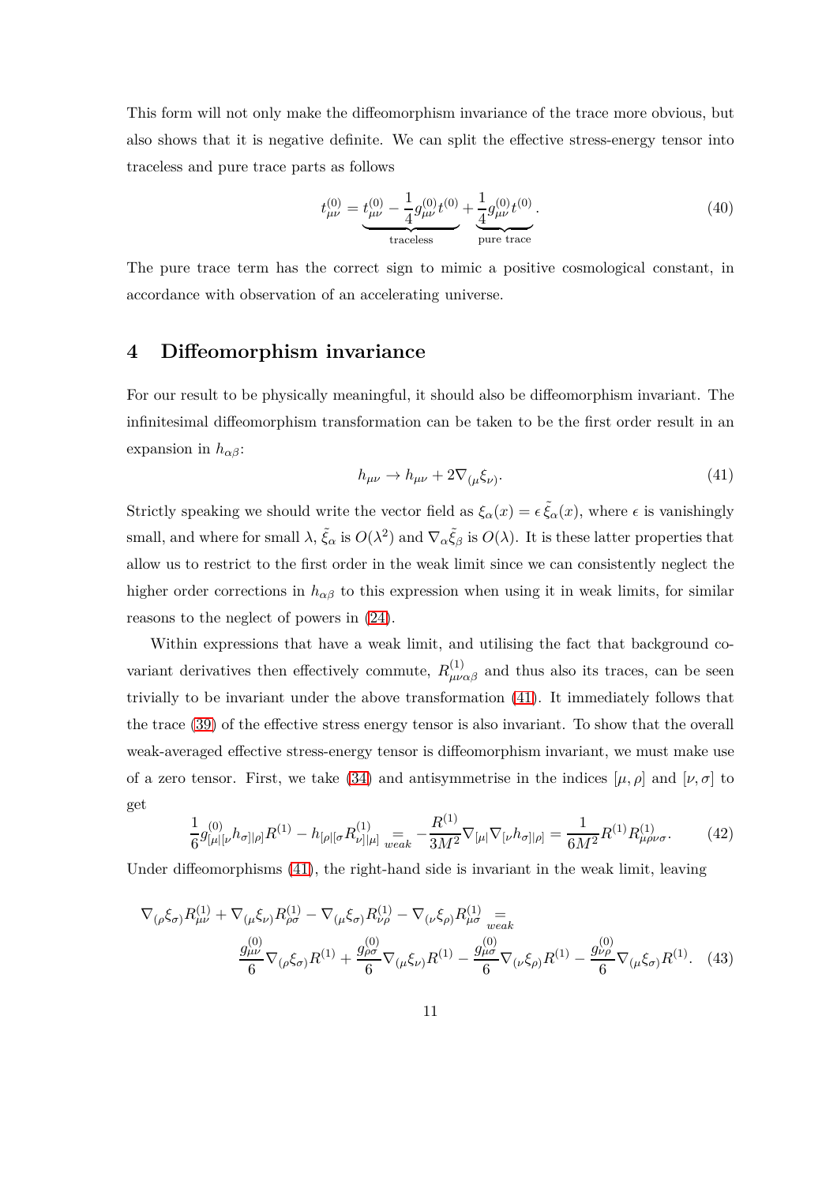This form will not only make the diffeomorphism invariance of the trace more obvious, but also shows that it is negative definite. We can split the effective stress-energy tensor into traceless and pure trace parts as follows

$$t^{(0)}_{\mu\nu} = \underbrace{t^{(0)}_{\mu\nu} - \frac{1}{4} g^{(0)}_{\mu\nu} t^{(0)}}_{\text{traceless}} + \underbrace{\frac{1}{4} g^{(0)}_{\mu\nu} t^{(0)}}_{\text{pure trace}}. \tag{40}$$

The pure trace term has the correct sign to mimic a positive cosmological constant, in accordance with observation of an accelerating universe.

## 4 Diffeomorphism invariance

For our result to be physically meaningful, it should also be diffeomorphism invariant. The infinitesimal diffeomorphism transformation can be taken to be the first order result in an expansion in $h_{\alpha\beta}$:

$$h_{\mu\nu} \to h_{\mu\nu} + 2\nabla_{(\mu}\xi_{\nu)}. \tag{41}$$

Strictly speaking we should write the vector field as $\xi_\alpha(x) = \epsilon\, \tilde{\xi}_\alpha(x)$, where $\epsilon$ is vanishingly small, and where for small $\lambda$, $\tilde{\xi}_\alpha$ is $O(\lambda^2)$ and $\nabla_\alpha \tilde{\xi}_\beta$ is $O(\lambda)$. It is these latter properties that allow us to restrict to the first order in the weak limit since we can consistently neglect the higher order corrections in $h_{\alpha\beta}$ to this expression when using it in weak limits, for similar reasons to the neglect of powers in (24).

Within expressions that have a weak limit, and utilising the fact that background covariant derivatives then effectively commute, $R^{(1)}_{\mu\nu\alpha\beta}$ and thus also its traces, can be seen trivially to be invariant under the above transformation (41). It immediately follows that the trace (39) of the effective stress energy tensor is also invariant. To show that the overall weak-averaged effective stress-energy tensor is diffeomorphism invariant, we must make use of a zero tensor. First, we take (34) and antisymmetrise in the indices $[\mu, \rho]$ and $[\nu, \sigma]$ to get

$$\frac{1}{6} g^{(0)}_{[\mu|[\nu} h_{\sigma]|\rho]} R^{(1)} - h_{[\rho|[\sigma} R^{(1)}_{\nu]|\mu]} \underset{weak}{=} -\frac{R^{(1)}}{3M^2} \nabla_{[\mu|}\nabla_{[\nu} h_{\sigma]|\rho]} = \frac{1}{6M^2} R^{(1)} R^{(1)}_{\mu\rho\nu\sigma}. \tag{42}$$

Under diffeomorphisms (41), the right-hand side is invariant in the weak limit, leaving

$$\begin{aligned}
\nabla_{(\rho}\xi_{\sigma)} R^{(1)}_{\mu\nu} + \nabla_{(\mu}\xi_{\nu)} R^{(1)}_{\rho\sigma} - \nabla_{(\mu}\xi_{\sigma)} R^{(1)}_{\nu\rho} - \nabla_{(\nu}\xi_{\rho)} R^{(1)}_{\mu\sigma} \underset{weak}{=} \\
\frac{g^{(0)}_{\mu\nu}}{6} \nabla_{(\rho}\xi_{\sigma)} R^{(1)} + \frac{g^{(0)}_{\rho\sigma}}{6} \nabla_{(\mu}\xi_{\nu)} R^{(1)} - \frac{g^{(0)}_{\mu\sigma}}{6} \nabla_{(\nu}\xi_{\rho)} R^{(1)} - \frac{g^{(0)}_{\nu\rho}}{6} \nabla_{(\mu}\xi_{\sigma)} R^{(1)}.
\end{aligned} \tag{43}$$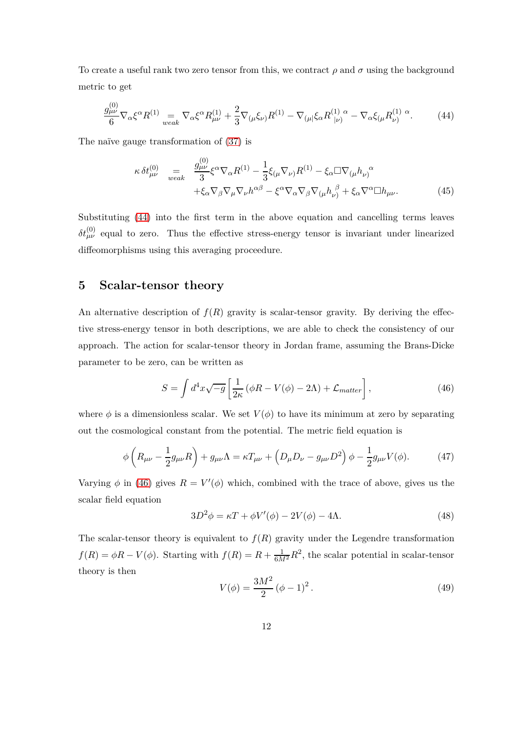To create a useful rank two zero tensor from this, we contract $\rho$ and $\sigma$ using the background metric to get

$$\frac{g^{(0)}_{\mu\nu}}{6}\nabla_\alpha \xi^\alpha R^{(1)} \underset{weak}{=} \nabla_\alpha \xi^\alpha R^{(1)}_{\mu\nu} + \frac{2}{3}\nabla_{(\mu}\xi_{\nu)} R^{(1)} - \nabla_{(\mu|}\xi_\alpha R^{(1)}_{|\nu)}{}^{\alpha} - \nabla_\alpha \xi_{(\mu} R^{(1)}_{\nu)}{}^{\alpha}. \tag{44}$$

The naïve gauge transformation of (37) is

$$\begin{aligned}\kappa\, \delta t^{(0)}_{\mu\nu} \underset{weak}{=} & \frac{g^{(0)}_{\mu\nu}}{3}\xi^\alpha \nabla_\alpha R^{(1)} - \frac{1}{3}\xi_{(\mu}\nabla_{\nu)} R^{(1)} - \xi_\alpha \Box \nabla_{(\mu} h_{\nu)}{}^{\alpha} \\ & + \xi_\alpha \nabla_\beta \nabla_\mu \nabla_\nu h^{\alpha\beta} - \xi^\alpha \nabla_\alpha \nabla_\beta \nabla_{(\mu} h_{\nu)}{}^{\beta} + \xi_\alpha \nabla^\alpha \Box h_{\mu\nu}. \end{aligned} \tag{45}$$

Substituting (44) into the first term in the above equation and cancelling terms leaves $\delta t^{(0)}_{\mu\nu}$ equal to zero. Thus the effective stress-energy tensor is invariant under linearized diffeomorphisms using this averaging proceedure.

## 5 Scalar-tensor theory

An alternative description of $f(R)$ gravity is scalar-tensor gravity. By deriving the effective stress-energy tensor in both descriptions, we are able to check the consistency of our approach. The action for scalar-tensor theory in Jordan frame, assuming the Brans-Dicke parameter to be zero, can be written as

$$S = \int d^4x \sqrt{-g}\left[\frac{1}{2\kappa}\left(\phi R - V(\phi) - 2\Lambda\right) + \mathcal{L}_{matter}\right], \tag{46}$$

where $\phi$ is a dimensionless scalar. We set $V(\phi)$ to have its minimum at zero by separating out the cosmological constant from the potential. The metric field equation is

$$\phi\left(R_{\mu\nu} - \frac{1}{2}g_{\mu\nu}R\right) + g_{\mu\nu}\Lambda = \kappa T_{\mu\nu} + \left(D_\mu D_\nu - g_{\mu\nu}D^2\right)\phi - \frac{1}{2}g_{\mu\nu}V(\phi). \tag{47}$$

Varying $\phi$ in (46) gives $R = V'(\phi)$ which, combined with the trace of above, gives us the scalar field equation

$$3D^2\phi = \kappa T + \phi V'(\phi) - 2V(\phi) - 4\Lambda. \tag{48}$$

The scalar-tensor theory is equivalent to $f(R)$ gravity under the Legendre transformation $f(R) = \phi R - V(\phi)$. Starting with $f(R) = R + \frac{1}{6M^2}R^2$, the scalar potential in scalar-tensor theory is then

$$V(\phi) = \frac{3M^2}{2}\left(\phi - 1\right)^2. \tag{49}$$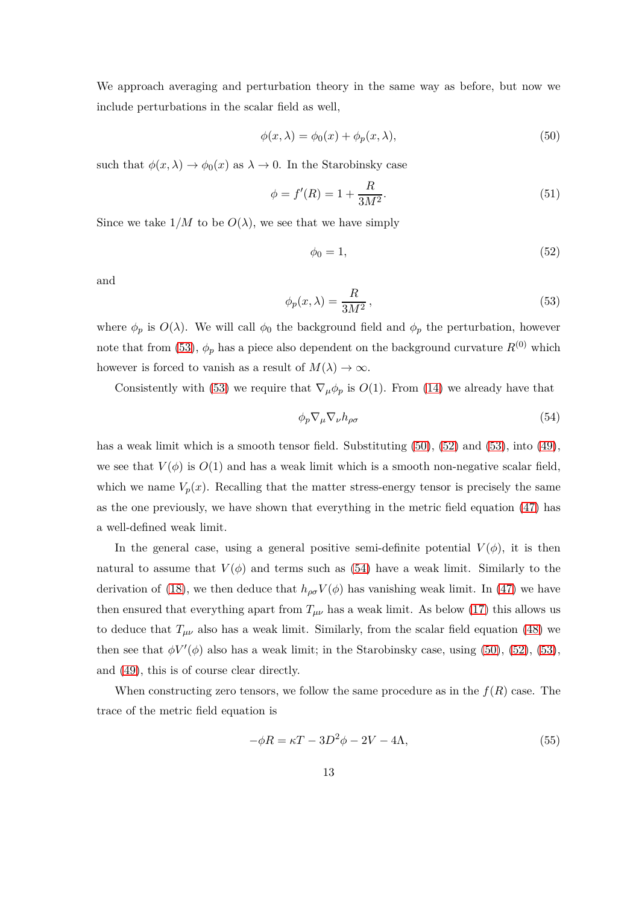We approach averaging and perturbation theory in the same way as before, but now we include perturbations in the scalar field as well,

$$\phi(x, \lambda) = \phi_0(x) + \phi_p(x, \lambda), \tag{50}$$

such that $\phi(x, \lambda) \to \phi_0(x)$ as $\lambda \to 0$. In the Starobinsky case

$$\phi = f'(R) = 1 + \frac{R}{3M^2}. \tag{51}$$

Since we take $1/M$ to be $O(\lambda)$, we see that we have simply

$$\phi_0 = 1, \tag{52}$$

and

$$\phi_p(x, \lambda) = \frac{R}{3M^2}, \tag{53}$$

where $\phi_p$ is $O(\lambda)$. We will call $\phi_0$ the background field and $\phi_p$ the perturbation, however note that from (53), $\phi_p$ has a piece also dependent on the background curvature $R^{(0)}$ which however is forced to vanish as a result of $M(\lambda) \to \infty$.

Consistently with (53) we require that $\nabla_\mu \phi_p$ is $O(1)$. From (14) we already have that

$$\phi_p \nabla_\mu \nabla_\nu h_{\rho\sigma} \tag{54}$$

has a weak limit which is a smooth tensor field. Substituting (50), (52) and (53), into (49), we see that $V(\phi)$ is $O(1)$ and has a weak limit which is a smooth non-negative scalar field, which we name $V_p(x)$. Recalling that the matter stress-energy tensor is precisely the same as the one previously, we have shown that everything in the metric field equation (47) has a well-defined weak limit.

In the general case, using a general positive semi-definite potential $V(\phi)$, it is then natural to assume that $V(\phi)$ and terms such as (54) have a weak limit. Similarly to the derivation of (18), we then deduce that $h_{\rho\sigma} V(\phi)$ has vanishing weak limit. In (47) we have then ensured that everything apart from $T_{\mu\nu}$ has a weak limit. As below (17) this allows us to deduce that $T_{\mu\nu}$ also has a weak limit. Similarly, from the scalar field equation (48) we then see that $\phi V'(\phi)$ also has a weak limit; in the Starobinsky case, using (50), (52), (53), and (49), this is of course clear directly.

When constructing zero tensors, we follow the same procedure as in the $f(R)$ case. The trace of the metric field equation is

$$-\phi R = \kappa T - 3D^2\phi - 2V - 4\Lambda, \tag{55}$$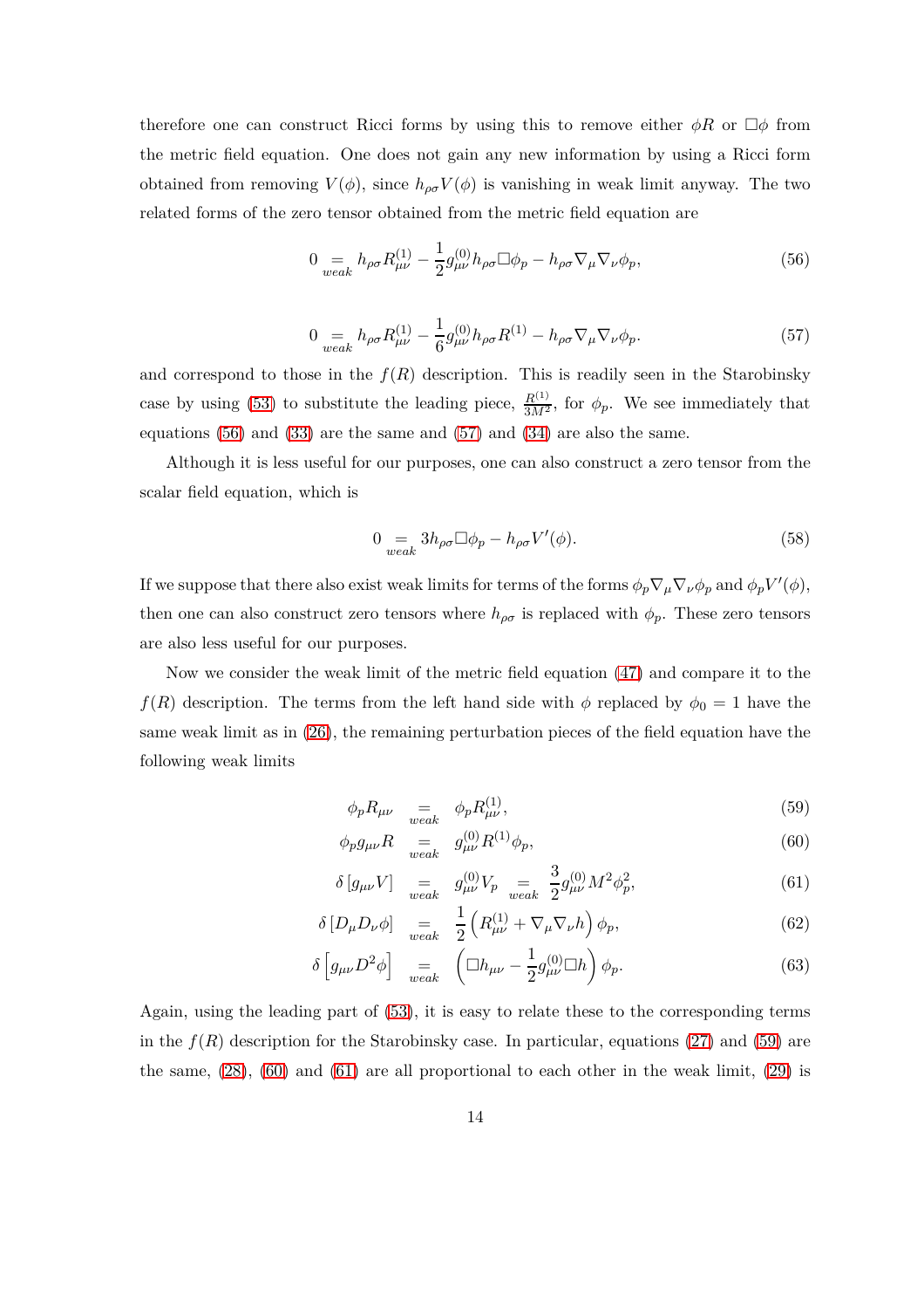therefore one can construct Ricci forms by using this to remove either $\phi R$ or $\Box\phi$ from the metric field equation. One does not gain any new information by using a Ricci form obtained from removing $V(\phi)$, since $h_{\rho\sigma}V(\phi)$ is vanishing in weak limit anyway. The two related forms of the zero tensor obtained from the metric field equation are

$$0 \underset{weak}{=} h_{\rho\sigma}R^{(1)}_{\mu\nu} - \frac{1}{2}g^{(0)}_{\mu\nu}h_{\rho\sigma}\Box\phi_p - h_{\rho\sigma}\nabla_\mu\nabla_\nu\phi_p, \tag{56}$$

$$0 \underset{weak}{=} h_{\rho\sigma}R^{(1)}_{\mu\nu} - \frac{1}{6}g^{(0)}_{\mu\nu}h_{\rho\sigma}R^{(1)} - h_{\rho\sigma}\nabla_\mu\nabla_\nu\phi_p. \tag{57}$$

and correspond to those in the $f(R)$ description. This is readily seen in the Starobinsky case by using (53) to substitute the leading piece, $\frac{R^{(1)}}{3M^2}$, for $\phi_p$. We see immediately that equations (56) and (33) are the same and (57) and (34) are also the same.

Although it is less useful for our purposes, one can also construct a zero tensor from the scalar field equation, which is

$$0 \underset{weak}{=} 3h_{\rho\sigma}\Box\phi_p - h_{\rho\sigma}V'(\phi). \tag{58}$$

If we suppose that there also exist weak limits for terms of the forms $\phi_p\nabla_\mu\nabla_\nu\phi_p$ and $\phi_pV'(\phi)$, then one can also construct zero tensors where $h_{\rho\sigma}$ is replaced with $\phi_p$. These zero tensors are also less useful for our purposes.

Now we consider the weak limit of the metric field equation (47) and compare it to the $f(R)$ description. The terms from the left hand side with $\phi$ replaced by $\phi_0 = 1$ have the same weak limit as in (26), the remaining perturbation pieces of the field equation have the following weak limits

$$\phi_p R_{\mu\nu} \underset{weak}{=} \phi_p R^{(1)}_{\mu\nu}, \tag{59}$$

$$\phi_p g_{\mu\nu} R \underset{weak}{=} g^{(0)}_{\mu\nu} R^{(1)}\phi_p, \tag{60}$$

$$\delta\left[g_{\mu\nu}V\right] \underset{weak}{=} g^{(0)}_{\mu\nu}V_p \underset{weak}{=} \frac{3}{2}g^{(0)}_{\mu\nu}M^2\phi_p^2, \tag{61}$$

$$\delta\left[D_\mu D_\nu\phi\right] \underset{weak}{=} \frac{1}{2}\left(R^{(1)}_{\mu\nu} + \nabla_\mu\nabla_\nu h\right)\phi_p, \tag{62}$$

$$\delta\left[g_{\mu\nu}D^2\phi\right] \underset{weak}{=} \left(\Box h_{\mu\nu} - \frac{1}{2}g^{(0)}_{\mu\nu}\Box h\right)\phi_p. \tag{63}$$

Again, using the leading part of (53), it is easy to relate these to the corresponding terms in the $f(R)$ description for the Starobinsky case. In particular, equations (27) and (59) are the same, (28), (60) and (61) are all proportional to each other in the weak limit, (29) is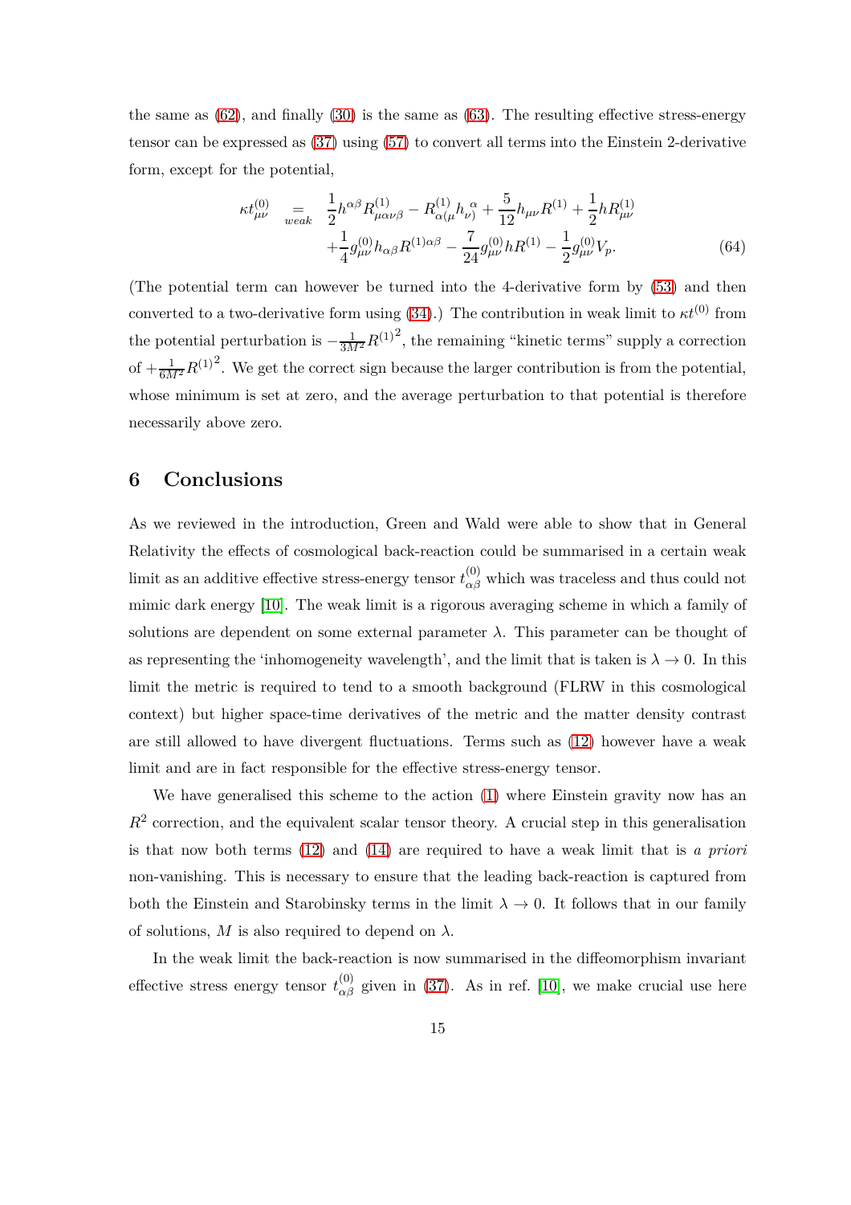the same as (62), and finally (30) is the same as (63). The resulting effective stress-energy tensor can be expressed as (37) using (57) to convert all terms into the Einstein 2-derivative form, except for the potential,

$$\kappa t^{(0)}_{\mu\nu} \underset{weak}{=} \frac{1}{2}h^{\alpha\beta}R^{(1)}_{\mu\alpha\nu\beta} - R^{(1)}_{\alpha(\mu}h_{\nu)}^{\ \alpha} + \frac{5}{12}h_{\mu\nu}R^{(1)} + \frac{1}{2}hR^{(1)}_{\mu\nu} + \frac{1}{4}g^{(0)}_{\mu\nu}h_{\alpha\beta}R^{(1)\alpha\beta} - \frac{7}{24}g^{(0)}_{\mu\nu}hR^{(1)} - \frac{1}{2}g^{(0)}_{\mu\nu}V_p. \tag{64}$$

(The potential term can however be turned into the 4-derivative form by (53) and then converted to a two-derivative form using (34).) The contribution in weak limit to $\kappa t^{(0)}$ from the potential perturbation is $-\frac{1}{3M^2}{R^{(1)}}^2$, the remaining "kinetic terms" supply a correction of $+\frac{1}{6M^2}{R^{(1)}}^2$. We get the correct sign because the larger contribution is from the potential, whose minimum is set at zero, and the average perturbation to that potential is therefore necessarily above zero.

## 6 Conclusions

As we reviewed in the introduction, Green and Wald were able to show that in General Relativity the effects of cosmological back-reaction could be summarised in a certain weak limit as an additive effective stress-energy tensor $t^{(0)}_{\alpha\beta}$ which was traceless and thus could not mimic dark energy [10]. The weak limit is a rigorous averaging scheme in which a family of solutions are dependent on some external parameter $\lambda$. This parameter can be thought of as representing the 'inhomogeneity wavelength', and the limit that is taken is $\lambda \to 0$. In this limit the metric is required to tend to a smooth background (FLRW in this cosmological context) but higher space-time derivatives of the metric and the matter density contrast are still allowed to have divergent fluctuations. Terms such as (12) however have a weak limit and are in fact responsible for the effective stress-energy tensor.

We have generalised this scheme to the action (1) where Einstein gravity now has an $R^2$ correction, and the equivalent scalar tensor theory. A crucial step in this generalisation is that now both terms (12) and (14) are required to have a weak limit that is *a priori* non-vanishing. This is necessary to ensure that the leading back-reaction is captured from both the Einstein and Starobinsky terms in the limit $\lambda \to 0$. It follows that in our family of solutions, $M$ is also required to depend on $\lambda$.

In the weak limit the back-reaction is now summarised in the diffeomorphism invariant effective stress energy tensor $t^{(0)}_{\alpha\beta}$ given in (37). As in ref. [10], we make crucial use here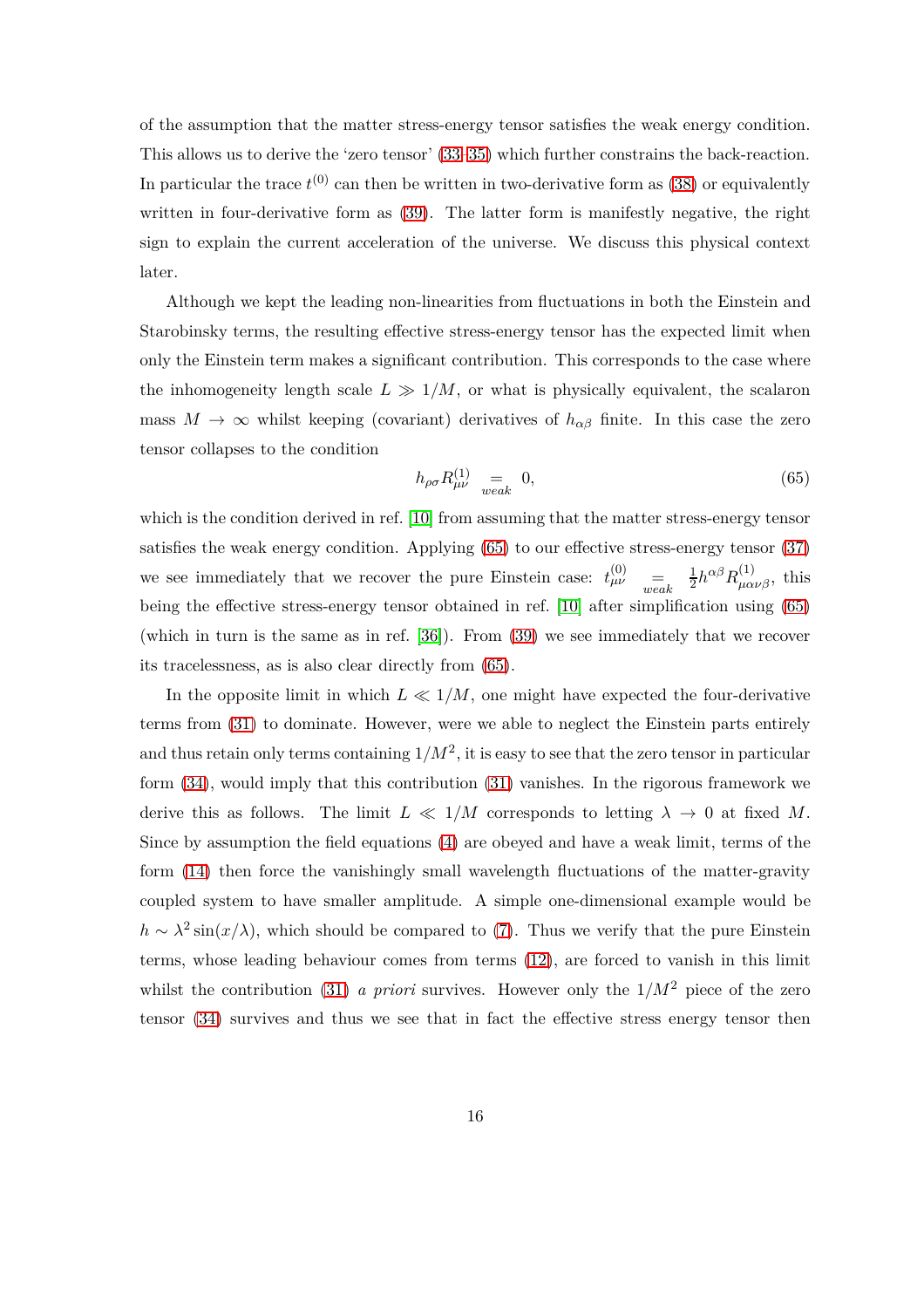of the assumption that the matter stress-energy tensor satisfies the weak energy condition. This allows us to derive the 'zero tensor' (33–35) which further constrains the back-reaction. In particular the trace $t^{(0)}$ can then be written in two-derivative form as (38) or equivalently written in four-derivative form as (39). The latter form is manifestly negative, the right sign to explain the current acceleration of the universe. We discuss this physical context later.

Although we kept the leading non-linearities from fluctuations in both the Einstein and Starobinsky terms, the resulting effective stress-energy tensor has the expected limit when only the Einstein term makes a significant contribution. This corresponds to the case where the inhomogeneity length scale $L \gg 1/M$, or what is physically equivalent, the scalaron mass $M \to \infty$ whilst keeping (covariant) derivatives of $h_{\alpha\beta}$ finite. In this case the zero tensor collapses to the condition

$$h_{\rho\sigma} R^{(1)}_{\mu\nu} \underset{weak}{=} 0, \tag{65}$$

which is the condition derived in ref. [10] from assuming that the matter stress-energy tensor satisfies the weak energy condition. Applying (65) to our effective stress-energy tensor (37) we see immediately that we recover the pure Einstein case: $t^{(0)}_{\mu\nu} \underset{weak}{=} \frac{1}{2} h^{\alpha\beta} R^{(1)}_{\mu\alpha\nu\beta}$, this being the effective stress-energy tensor obtained in ref. [10] after simplification using (65) (which in turn is the same as in ref. [36]). From (39) we see immediately that we recover its tracelessness, as is also clear directly from (65).

In the opposite limit in which $L \ll 1/M$, one might have expected the four-derivative terms from (31) to dominate. However, were we able to neglect the Einstein parts entirely and thus retain only terms containing $1/M^2$, it is easy to see that the zero tensor in particular form (34), would imply that this contribution (31) vanishes. In the rigorous framework we derive this as follows. The limit $L \ll 1/M$ corresponds to letting $\lambda \to 0$ at fixed $M$. Since by assumption the field equations (4) are obeyed and have a weak limit, terms of the form (14) then force the vanishingly small wavelength fluctuations of the matter-gravity coupled system to have smaller amplitude. A simple one-dimensional example would be $h \sim \lambda^2 \sin(x/\lambda)$, which should be compared to (7). Thus we verify that the pure Einstein terms, whose leading behaviour comes from terms (12), are forced to vanish in this limit whilst the contribution (31) *a priori* survives. However only the $1/M^2$ piece of the zero tensor (34) survives and thus we see that in fact the effective stress energy tensor then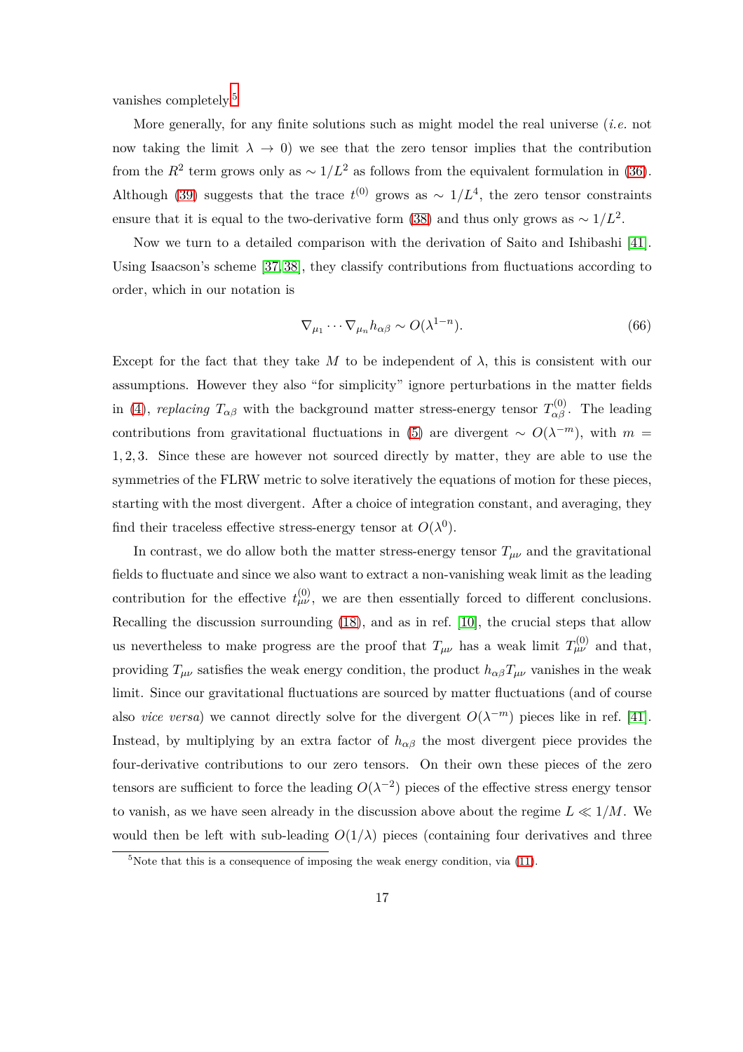vanishes completely[5].

More generally, for any finite solutions such as might model the real universe (*i.e.* not now taking the limit $\lambda \to 0$) we see that the zero tensor implies that the contribution from the $R^2$ term grows only as $\sim 1/L^2$ as follows from the equivalent formulation in (36). Although (39) suggests that the trace $t^{(0)}$ grows as $\sim 1/L^4$, the zero tensor constraints ensure that it is equal to the two-derivative form (38) and thus only grows as $\sim 1/L^2$.

Now we turn to a detailed comparison with the derivation of Saito and Ishibashi [41]. Using Isaacson's scheme [37, 38], they classify contributions from fluctuations according to order, which in our notation is

$$\nabla_{\mu_1} \cdots \nabla_{\mu_n} h_{\alpha\beta} \sim O(\lambda^{1-n}). \tag{66}$$

Except for the fact that they take $M$ to be independent of $\lambda$, this is consistent with our assumptions. However they also "for simplicity" ignore perturbations in the matter fields in (4), *replacing* $T_{\alpha\beta}$ with the background matter stress-energy tensor $T^{(0)}_{\alpha\beta}$. The leading contributions from gravitational fluctuations in (5) are divergent $\sim O(\lambda^{-m})$, with $m = 1, 2, 3$. Since these are however not sourced directly by matter, they are able to use the symmetries of the FLRW metric to solve iteratively the equations of motion for these pieces, starting with the most divergent. After a choice of integration constant, and averaging, they find their traceless effective stress-energy tensor at $O(\lambda^0)$.

In contrast, we do allow both the matter stress-energy tensor $T_{\mu\nu}$ and the gravitational fields to fluctuate and since we also want to extract a non-vanishing weak limit as the leading contribution for the effective $t^{(0)}_{\mu\nu}$, we are then essentially forced to different conclusions. Recalling the discussion surrounding (18), and as in ref. [10], the crucial steps that allow us nevertheless to make progress are the proof that $T_{\mu\nu}$ has a weak limit $T^{(0)}_{\mu\nu}$ and that, providing $T_{\mu\nu}$ satisfies the weak energy condition, the product $h_{\alpha\beta} T_{\mu\nu}$ vanishes in the weak limit. Since our gravitational fluctuations are sourced by matter fluctuations (and of course also *vice versa*) we cannot directly solve for the divergent $O(\lambda^{-m})$ pieces like in ref. [41]. Instead, by multiplying by an extra factor of $h_{\alpha\beta}$ the most divergent piece provides the four-derivative contributions to our zero tensors. On their own these pieces of the zero tensors are sufficient to force the leading $O(\lambda^{-2})$ pieces of the effective stress energy tensor to vanish, as we have seen already in the discussion above about the regime $L \ll 1/M$. We would then be left with sub-leading $O(1/\lambda)$ pieces (containing four derivatives and three

[5] Note that this is a consequence of imposing the weak energy condition, via (11).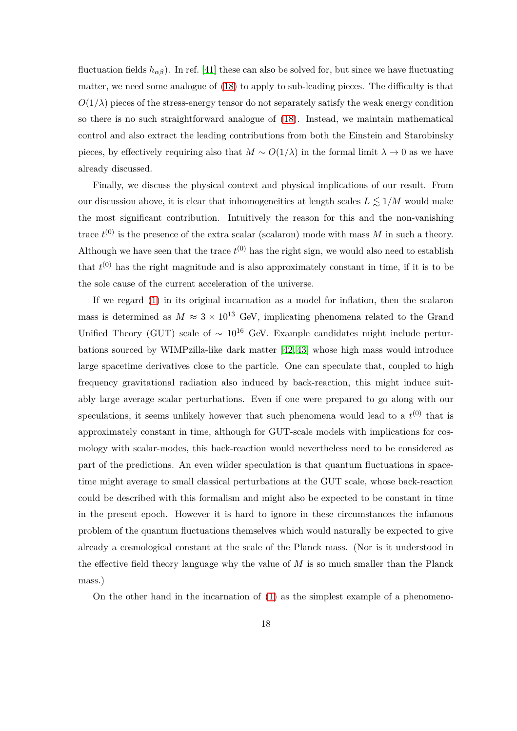fluctuation fields $h_{\alpha\beta}$). In ref. [41] these can also be solved for, but since we have fluctuating matter, we need some analogue of (18) to apply to sub-leading pieces. The difficulty is that $O(1/\lambda)$ pieces of the stress-energy tensor do not separately satisfy the weak energy condition so there is no such straightforward analogue of (18). Instead, we maintain mathematical control and also extract the leading contributions from both the Einstein and Starobinsky pieces, by effectively requiring also that $M \sim O(1/\lambda)$ in the formal limit $\lambda \to 0$ as we have already discussed.

Finally, we discuss the physical context and physical implications of our result. From our discussion above, it is clear that inhomogeneities at length scales $L \lesssim 1/M$ would make the most significant contribution. Intuitively the reason for this and the non-vanishing trace $t^{(0)}$ is the presence of the extra scalar (scalaron) mode with mass $M$ in such a theory. Although we have seen that the trace $t^{(0)}$ has the right sign, we would also need to establish that $t^{(0)}$ has the right magnitude and is also approximately constant in time, if it is to be the sole cause of the current acceleration of the universe.

If we regard (1) in its original incarnation as a model for inflation, then the scalaron mass is determined as $M \approx 3 \times 10^{13}$ GeV, implicating phenomena related to the Grand Unified Theory (GUT) scale of $\sim 10^{16}$ GeV. Example candidates might include perturbations sourced by WIMPzilla-like dark matter [42, 43] whose high mass would introduce large spacetime derivatives close to the particle. One can speculate that, coupled to high frequency gravitational radiation also induced by back-reaction, this might induce suitably large average scalar perturbations. Even if one were prepared to go along with our speculations, it seems unlikely however that such phenomena would lead to a $t^{(0)}$ that is approximately constant in time, although for GUT-scale models with implications for cosmology with scalar-modes, this back-reaction would nevertheless need to be considered as part of the predictions. An even wilder speculation is that quantum fluctuations in spacetime might average to small classical perturbations at the GUT scale, whose back-reaction could be described with this formalism and might also be expected to be constant in time in the present epoch. However it is hard to ignore in these circumstances the infamous problem of the quantum fluctuations themselves which would naturally be expected to give already a cosmological constant at the scale of the Planck mass. (Nor is it understood in the effective field theory language why the value of $M$ is so much smaller than the Planck mass.)

On the other hand in the incarnation of (1) as the simplest example of a phenomeno-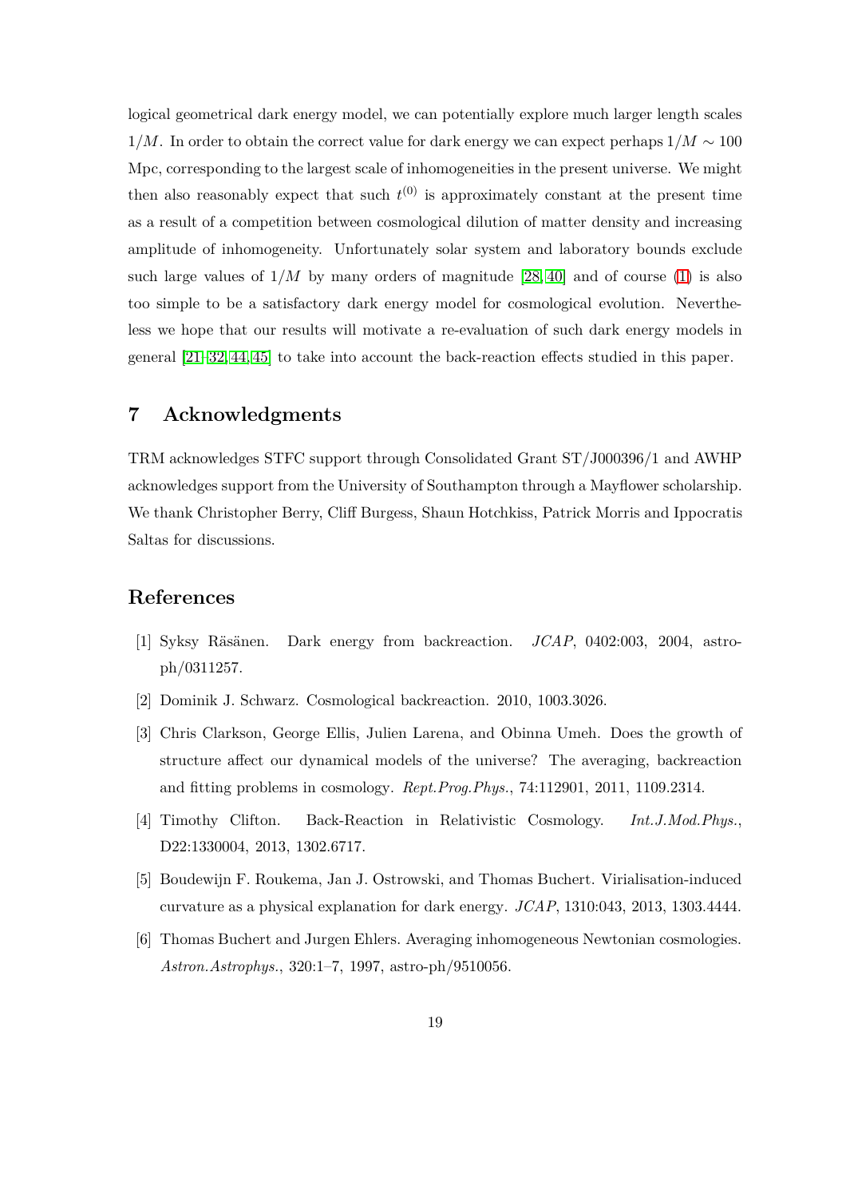logical geometrical dark energy model, we can potentially explore much larger length scales $1/M$. In order to obtain the correct value for dark energy we can expect perhaps $1/M \sim 100$ Mpc, corresponding to the largest scale of inhomogeneities in the present universe. We might then also reasonably expect that such $t^{(0)}$ is approximately constant at the present time as a result of a competition between cosmological dilution of matter density and increasing amplitude of inhomogeneity. Unfortunately solar system and laboratory bounds exclude such large values of $1/M$ by many orders of magnitude [28, 40] and of course (1) is also too simple to be a satisfactory dark energy model for cosmological evolution. Nevertheless we hope that our results will motivate a re-evaluation of such dark energy models in general [21–32, 44, 45] to take into account the back-reaction effects studied in this paper.

## 7 Acknowledgments

TRM acknowledges STFC support through Consolidated Grant ST/J000396/1 and AWHP acknowledges support from the University of Southampton through a Mayflower scholarship. We thank Christopher Berry, Cliff Burgess, Shaun Hotchkiss, Patrick Morris and Ippocratis Saltas for discussions.

## References

[1] Syksy Räsänen. Dark energy from backreaction. *JCAP*, 0402:003, 2004, astro-ph/0311257.

[2] Dominik J. Schwarz. Cosmological backreaction. 2010, 1003.3026.

[3] Chris Clarkson, George Ellis, Julien Larena, and Obinna Umeh. Does the growth of structure affect our dynamical models of the universe? The averaging, backreaction and fitting problems in cosmology. *Rept.Prog.Phys.*, 74:112901, 2011, 1109.2314.

[4] Timothy Clifton. Back-Reaction in Relativistic Cosmology. *Int.J.Mod.Phys.*, D22:1330004, 2013, 1302.6717.

[5] Boudewijn F. Roukema, Jan J. Ostrowski, and Thomas Buchert. Virialisation-induced curvature as a physical explanation for dark energy. *JCAP*, 1310:043, 2013, 1303.4444.

[6] Thomas Buchert and Jurgen Ehlers. Averaging inhomogeneous Newtonian cosmologies. *Astron.Astrophys.*, 320:1–7, 1997, astro-ph/9510056.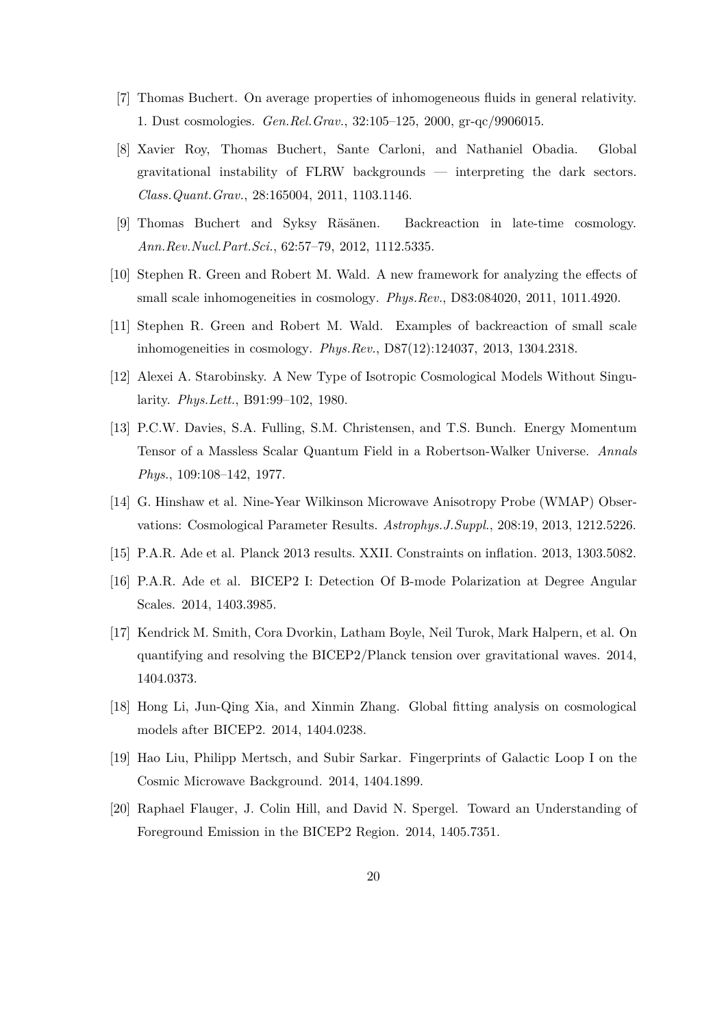[7] Thomas Buchert. On average properties of inhomogeneous fluids in general relativity. 1. Dust cosmologies. *Gen.Rel.Grav.*, 32:105–125, 2000, gr-qc/9906015.

[8] Xavier Roy, Thomas Buchert, Sante Carloni, and Nathaniel Obadia. Global gravitational instability of FLRW backgrounds — interpreting the dark sectors. *Class.Quant.Grav.*, 28:165004, 2011, 1103.1146.

[9] Thomas Buchert and Syksy Räsänen. Backreaction in late-time cosmology. *Ann.Rev.Nucl.Part.Sci.*, 62:57–79, 2012, 1112.5335.

[10] Stephen R. Green and Robert M. Wald. A new framework for analyzing the effects of small scale inhomogeneities in cosmology. *Phys.Rev.*, D83:084020, 2011, 1011.4920.

[11] Stephen R. Green and Robert M. Wald. Examples of backreaction of small scale inhomogeneities in cosmology. *Phys.Rev.*, D87(12):124037, 2013, 1304.2318.

[12] Alexei A. Starobinsky. A New Type of Isotropic Cosmological Models Without Singularity. *Phys.Lett.*, B91:99–102, 1980.

[13] P.C.W. Davies, S.A. Fulling, S.M. Christensen, and T.S. Bunch. Energy Momentum Tensor of a Massless Scalar Quantum Field in a Robertson-Walker Universe. *Annals Phys.*, 109:108–142, 1977.

[14] G. Hinshaw et al. Nine-Year Wilkinson Microwave Anisotropy Probe (WMAP) Observations: Cosmological Parameter Results. *Astrophys.J.Suppl.*, 208:19, 2013, 1212.5226.

[15] P.A.R. Ade et al. Planck 2013 results. XXII. Constraints on inflation. 2013, 1303.5082.

[16] P.A.R. Ade et al. BICEP2 I: Detection Of B-mode Polarization at Degree Angular Scales. 2014, 1403.3985.

[17] Kendrick M. Smith, Cora Dvorkin, Latham Boyle, Neil Turok, Mark Halpern, et al. On quantifying and resolving the BICEP2/Planck tension over gravitational waves. 2014, 1404.0373.

[18] Hong Li, Jun-Qing Xia, and Xinmin Zhang. Global fitting analysis on cosmological models after BICEP2. 2014, 1404.0238.

[19] Hao Liu, Philipp Mertsch, and Subir Sarkar. Fingerprints of Galactic Loop I on the Cosmic Microwave Background. 2014, 1404.1899.

[20] Raphael Flauger, J. Colin Hill, and David N. Spergel. Toward an Understanding of Foreground Emission in the BICEP2 Region. 2014, 1405.7351.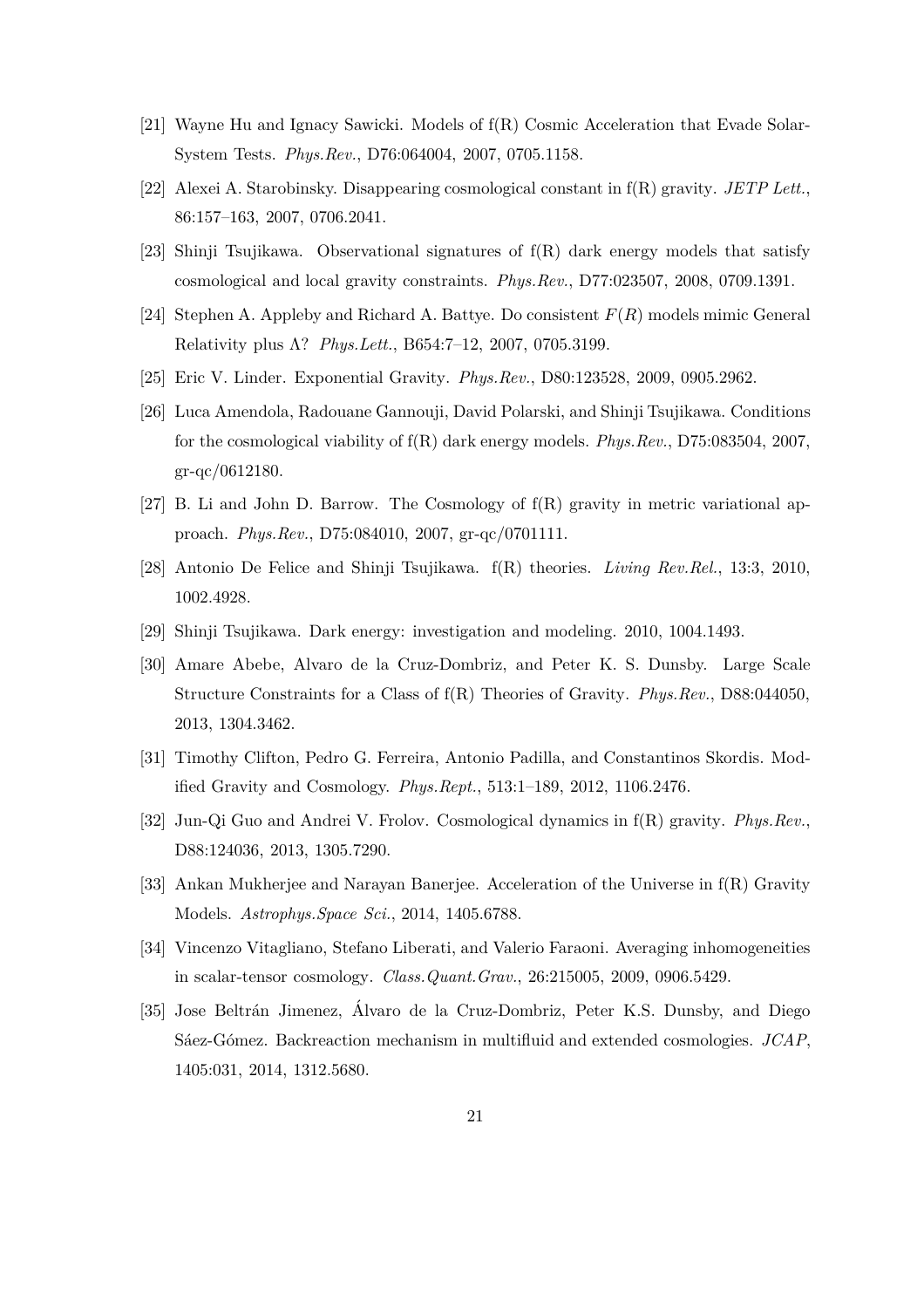[21] Wayne Hu and Ignacy Sawicki. Models of f(R) Cosmic Acceleration that Evade Solar-System Tests. *Phys.Rev.*, D76:064004, 2007, 0705.1158.

[22] Alexei A. Starobinsky. Disappearing cosmological constant in f(R) gravity. *JETP Lett.*, 86:157–163, 2007, 0706.2041.

[23] Shinji Tsujikawa. Observational signatures of f(R) dark energy models that satisfy cosmological and local gravity constraints. *Phys.Rev.*, D77:023507, 2008, 0709.1391.

[24] Stephen A. Appleby and Richard A. Battye. Do consistent $F(R)$ models mimic General Relativity plus $\Lambda$? *Phys.Lett.*, B654:7–12, 2007, 0705.3199.

[25] Eric V. Linder. Exponential Gravity. *Phys.Rev.*, D80:123528, 2009, 0905.2962.

[26] Luca Amendola, Radouane Gannouji, David Polarski, and Shinji Tsujikawa. Conditions for the cosmological viability of f(R) dark energy models. *Phys.Rev.*, D75:083504, 2007, gr-qc/0612180.

[27] B. Li and John D. Barrow. The Cosmology of f(R) gravity in metric variational approach. *Phys.Rev.*, D75:084010, 2007, gr-qc/0701111.

[28] Antonio De Felice and Shinji Tsujikawa. f(R) theories. *Living Rev.Rel.*, 13:3, 2010, 1002.4928.

[29] Shinji Tsujikawa. Dark energy: investigation and modeling. 2010, 1004.1493.

[30] Amare Abebe, Alvaro de la Cruz-Dombriz, and Peter K. S. Dunsby. Large Scale Structure Constraints for a Class of f(R) Theories of Gravity. *Phys.Rev.*, D88:044050, 2013, 1304.3462.

[31] Timothy Clifton, Pedro G. Ferreira, Antonio Padilla, and Constantinos Skordis. Modified Gravity and Cosmology. *Phys.Rept.*, 513:1–189, 2012, 1106.2476.

[32] Jun-Qi Guo and Andrei V. Frolov. Cosmological dynamics in f(R) gravity. *Phys.Rev.*, D88:124036, 2013, 1305.7290.

[33] Ankan Mukherjee and Narayan Banerjee. Acceleration of the Universe in f(R) Gravity Models. *Astrophys.Space Sci.*, 2014, 1405.6788.

[34] Vincenzo Vitagliano, Stefano Liberati, and Valerio Faraoni. Averaging inhomogeneities in scalar-tensor cosmology. *Class.Quant.Grav.*, 26:215005, 2009, 0906.5429.

[35] Jose Beltrán Jimenez, Álvaro de la Cruz-Dombriz, Peter K.S. Dunsby, and Diego Sáez-Gómez. Backreaction mechanism in multifluid and extended cosmologies. *JCAP*, 1405:031, 2014, 1312.5680.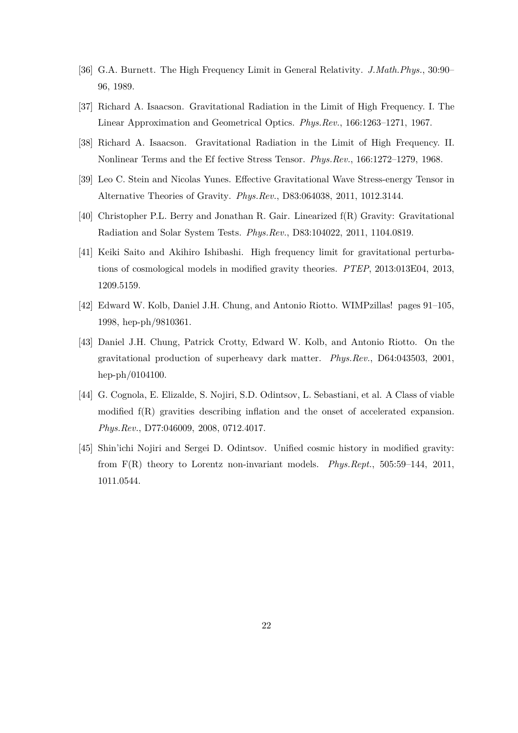[36] G.A. Burnett. The High Frequency Limit in General Relativity. *J.Math.Phys.*, 30:90–96, 1989.

[37] Richard A. Isaacson. Gravitational Radiation in the Limit of High Frequency. I. The Linear Approximation and Geometrical Optics. *Phys.Rev.*, 166:1263–1271, 1967.

[38] Richard A. Isaacson. Gravitational Radiation in the Limit of High Frequency. II. Nonlinear Terms and the Ef fective Stress Tensor. *Phys.Rev.*, 166:1272–1279, 1968.

[39] Leo C. Stein and Nicolas Yunes. Effective Gravitational Wave Stress-energy Tensor in Alternative Theories of Gravity. *Phys.Rev.*, D83:064038, 2011, 1012.3144.

[40] Christopher P.L. Berry and Jonathan R. Gair. Linearized f(R) Gravity: Gravitational Radiation and Solar System Tests. *Phys.Rev.*, D83:104022, 2011, 1104.0819.

[41] Keiki Saito and Akihiro Ishibashi. High frequency limit for gravitational perturbations of cosmological models in modified gravity theories. *PTEP*, 2013:013E04, 2013, 1209.5159.

[42] Edward W. Kolb, Daniel J.H. Chung, and Antonio Riotto. WIMPzillas! pages 91–105, 1998, hep-ph/9810361.

[43] Daniel J.H. Chung, Patrick Crotty, Edward W. Kolb, and Antonio Riotto. On the gravitational production of superheavy dark matter. *Phys.Rev.*, D64:043503, 2001, hep-ph/0104100.

[44] G. Cognola, E. Elizalde, S. Nojiri, S.D. Odintsov, L. Sebastiani, et al. A Class of viable modified f(R) gravities describing inflation and the onset of accelerated expansion. *Phys.Rev.*, D77:046009, 2008, 0712.4017.

[45] Shin'ichi Nojiri and Sergei D. Odintsov. Unified cosmic history in modified gravity: from F(R) theory to Lorentz non-invariant models. *Phys.Rept.*, 505:59–144, 2011, 1011.0544.